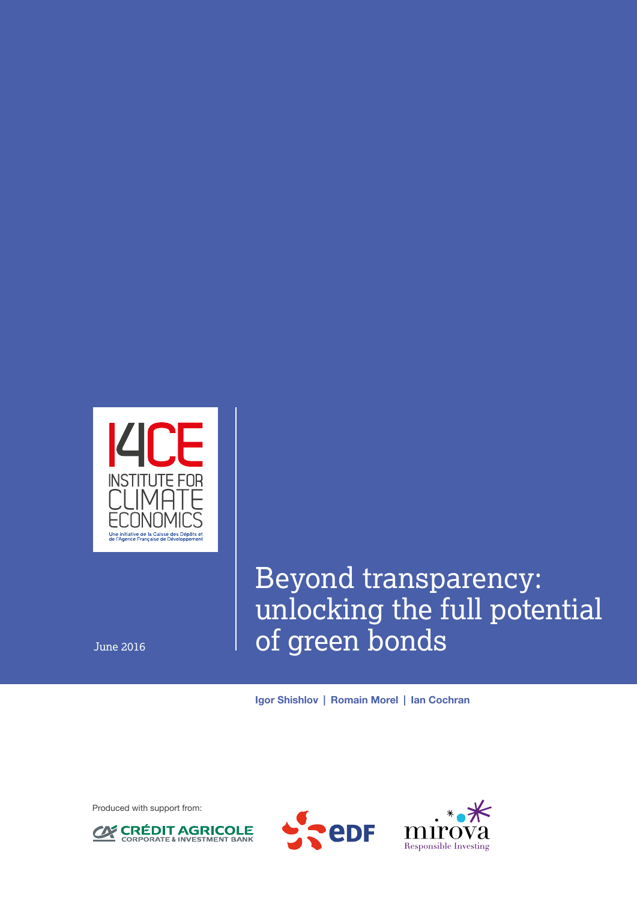I4CE
INSTITUTE FOR CLIMATE ECONOMICS

Une initiative de la Caisse des Dépôts et de l'Agence Française de Développement

June 2016

# Beyond transparency: unlocking the full potential of green bonds

**Igor Shishlov | Romain Morel | Ian Cochran**

Produced with support from:

CRÉDIT AGRICOLE CORPORATE & INVESTMENT BANK

EDF

mirova Responsible Investing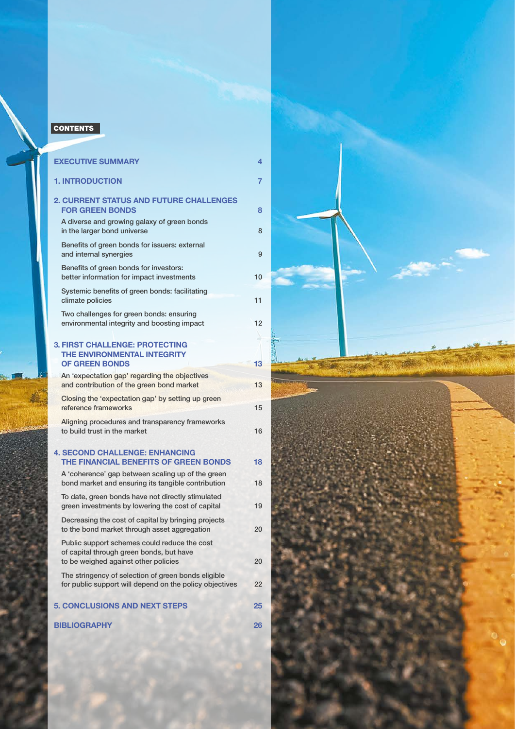## CONTENTS

| | |
|---|---|
| **EXECUTIVE SUMMARY** | **4** |
| **1. INTRODUCTION** | **7** |
| **2. CURRENT STATUS AND FUTURE CHALLENGES FOR GREEN BONDS** | **8** |
| A diverse and growing galaxy of green bonds in the larger bond universe | 8 |
| Benefits of green bonds for issuers: external and internal synergies | 9 |
| Benefits of green bonds for investors: better information for impact investments | 10 |
| Systemic benefits of green bonds: facilitating climate policies | 11 |
| Two challenges for green bonds: ensuring environmental integrity and boosting impact | 12 |
| **3. FIRST CHALLENGE: PROTECTING THE ENVIRONMENTAL INTEGRITY OF GREEN BONDS** | **13** |
| An 'expectation gap' regarding the objectives and contribution of the green bond market | 13 |
| Closing the 'expectation gap' by setting up green reference frameworks | 15 |
| Aligning procedures and transparency frameworks to build trust in the market | 16 |
| **4. SECOND CHALLENGE: ENHANCING THE FINANCIAL BENEFITS OF GREEN BONDS** | **18** |
| A 'coherence' gap between scaling up of the green bond market and ensuring its tangible contribution | 18 |
| To date, green bonds have not directly stimulated green investments by lowering the cost of capital | 19 |
| Decreasing the cost of capital by bringing projects to the bond market through asset aggregation | 20 |
| Public support schemes could reduce the cost of capital through green bonds, but have to be weighed against other policies | 20 |
| The stringency of selection of green bonds eligible for public support will depend on the policy objectives | 22 |
| **5. CONCLUSIONS AND NEXT STEPS** | **25** |
| **BIBLIOGRAPHY** | **26** |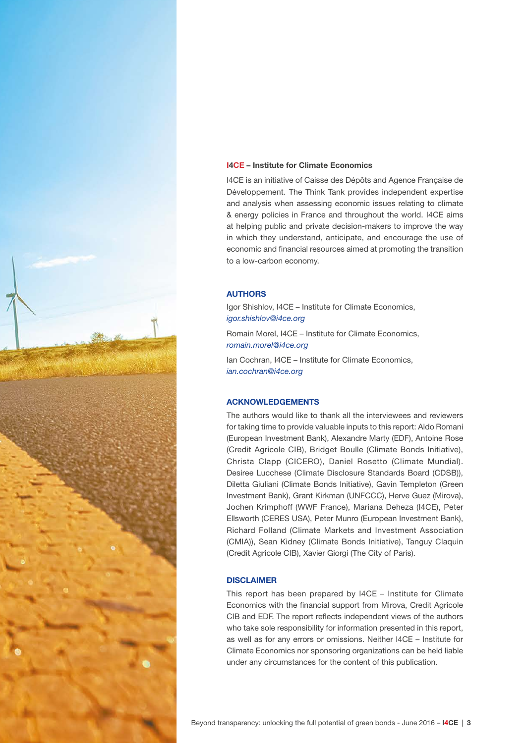**I4CE – Institute for Climate Economics**

I4CE is an initiative of Caisse des Dépôts and Agence Française de Développement. The Think Tank provides independent expertise and analysis when assessing economic issues relating to climate & energy policies in France and throughout the world. I4CE aims at helping public and private decision-makers to improve the way in which they understand, anticipate, and encourage the use of economic and financial resources aimed at promoting the transition to a low-carbon economy.

### AUTHORS

Igor Shishlov, I4CE – Institute for Climate Economics, *igor.shishlov@i4ce.org*

Romain Morel, I4CE – Institute for Climate Economics, *romain.morel@i4ce.org*

Ian Cochran, I4CE – Institute for Climate Economics, *ian.cochran@i4ce.org*

### ACKNOWLEDGEMENTS

The authors would like to thank all the interviewees and reviewers for taking time to provide valuable inputs to this report: Aldo Romani (European Investment Bank), Alexandre Marty (EDF), Antoine Rose (Credit Agricole CIB), Bridget Boulle (Climate Bonds Initiative), Christa Clapp (CICERO), Daniel Rosetto (Climate Mundial). Desiree Lucchese (Climate Disclosure Standards Board (CDSB)), Diletta Giuliani (Climate Bonds Initiative), Gavin Templeton (Green Investment Bank), Grant Kirkman (UNFCCC), Herve Guez (Mirova), Jochen Krimphoff (WWF France), Mariana Deheza (I4CE), Peter Ellsworth (CERES USA), Peter Munro (European Investment Bank), Richard Folland (Climate Markets and Investment Association (CMIA)), Sean Kidney (Climate Bonds Initiative), Tanguy Claquin (Credit Agricole CIB), Xavier Giorgi (The City of Paris).

### DISCLAIMER

This report has been prepared by I4CE – Institute for Climate Economics with the financial support from Mirova, Credit Agricole CIB and EDF. The report reflects independent views of the authors who take sole responsibility for information presented in this report, as well as for any errors or omissions. Neither I4CE – Institute for Climate Economics nor sponsoring organizations can be held liable under any circumstances for the content of this publication.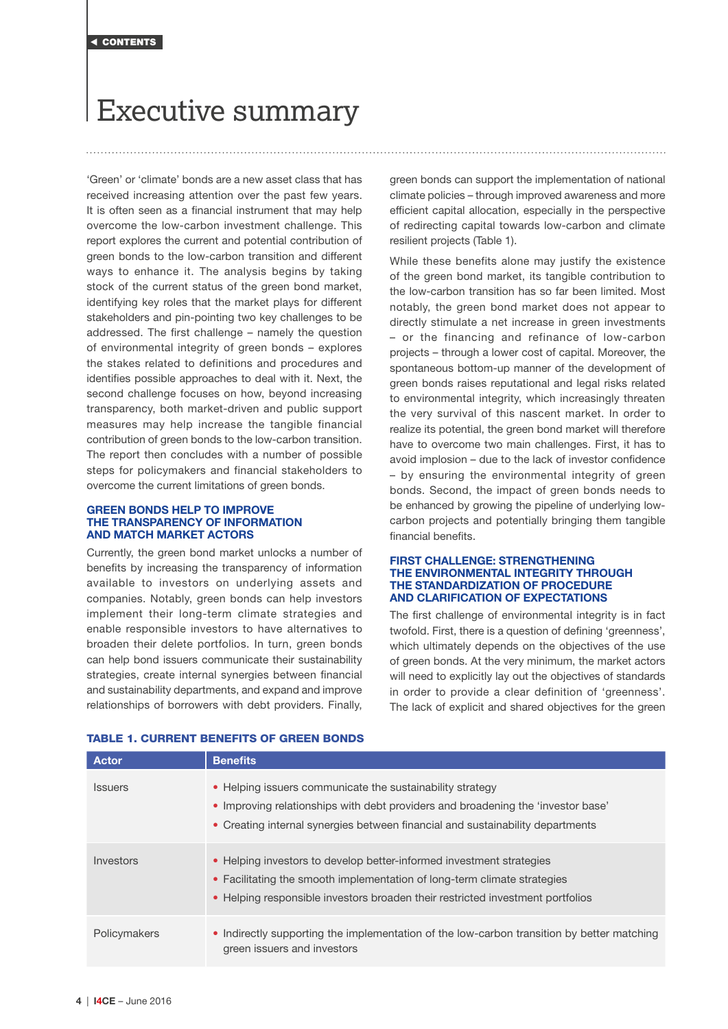# Executive summary

'Green' or 'climate' bonds are a new asset class that has received increasing attention over the past few years. It is often seen as a financial instrument that may help overcome the low-carbon investment challenge. This report explores the current and potential contribution of green bonds to the low-carbon transition and different ways to enhance it. The analysis begins by taking stock of the current status of the green bond market, identifying key roles that the market plays for different stakeholders and pin-pointing two key challenges to be addressed. The first challenge – namely the question of environmental integrity of green bonds – explores the stakes related to definitions and procedures and identifies possible approaches to deal with it. Next, the second challenge focuses on how, beyond increasing transparency, both market-driven and public support measures may help increase the tangible financial contribution of green bonds to the low-carbon transition. The report then concludes with a number of possible steps for policymakers and financial stakeholders to overcome the current limitations of green bonds.

### GREEN BONDS HELP TO IMPROVE THE TRANSPARENCY OF INFORMATION AND MATCH MARKET ACTORS

Currently, the green bond market unlocks a number of benefits by increasing the transparency of information available to investors on underlying assets and companies. Notably, green bonds can help investors implement their long-term climate strategies and enable responsible investors to have alternatives to broaden their delete portfolios. In turn, green bonds can help bond issuers communicate their sustainability strategies, create internal synergies between financial and sustainability departments, and expand and improve relationships of borrowers with debt providers. Finally, green bonds can support the implementation of national climate policies – through improved awareness and more efficient capital allocation, especially in the perspective of redirecting capital towards low-carbon and climate resilient projects (Table 1).

While these benefits alone may justify the existence of the green bond market, its tangible contribution to the low-carbon transition has so far been limited. Most notably, the green bond market does not appear to directly stimulate a net increase in green investments – or the financing and refinance of low-carbon projects – through a lower cost of capital. Moreover, the spontaneous bottom-up manner of the development of green bonds raises reputational and legal risks related to environmental integrity, which increasingly threaten the very survival of this nascent market. In order to realize its potential, the green bond market will therefore have to overcome two main challenges. First, it has to avoid implosion – due to the lack of investor confidence – by ensuring the environmental integrity of green bonds. Second, the impact of green bonds needs to be enhanced by growing the pipeline of underlying low-carbon projects and potentially bringing them tangible financial benefits.

### FIRST CHALLENGE: STRENGTHENING THE ENVIRONMENTAL INTEGRITY THROUGH THE STANDARDIZATION OF PROCEDURE AND CLARIFICATION OF EXPECTATIONS

The first challenge of environmental integrity is in fact twofold. First, there is a question of defining 'greenness', which ultimately depends on the objectives of the use of green bonds. At the very minimum, the market actors will need to explicitly lay out the objectives of standards in order to provide a clear definition of 'greenness'. The lack of explicit and shared objectives for the green

**TABLE 1. CURRENT BENEFITS OF GREEN BONDS**

| Actor | Benefits |
|---|---|
| Issuers | • Helping issuers communicate the sustainability strategy<br>• Improving relationships with debt providers and broadening the 'investor base'<br>• Creating internal synergies between financial and sustainability departments |
| Investors | • Helping investors to develop better-informed investment strategies<br>• Facilitating the smooth implementation of long-term climate strategies<br>• Helping responsible investors broaden their restricted investment portfolios |
| Policymakers | • Indirectly supporting the implementation of the low-carbon transition by better matching green issuers and investors |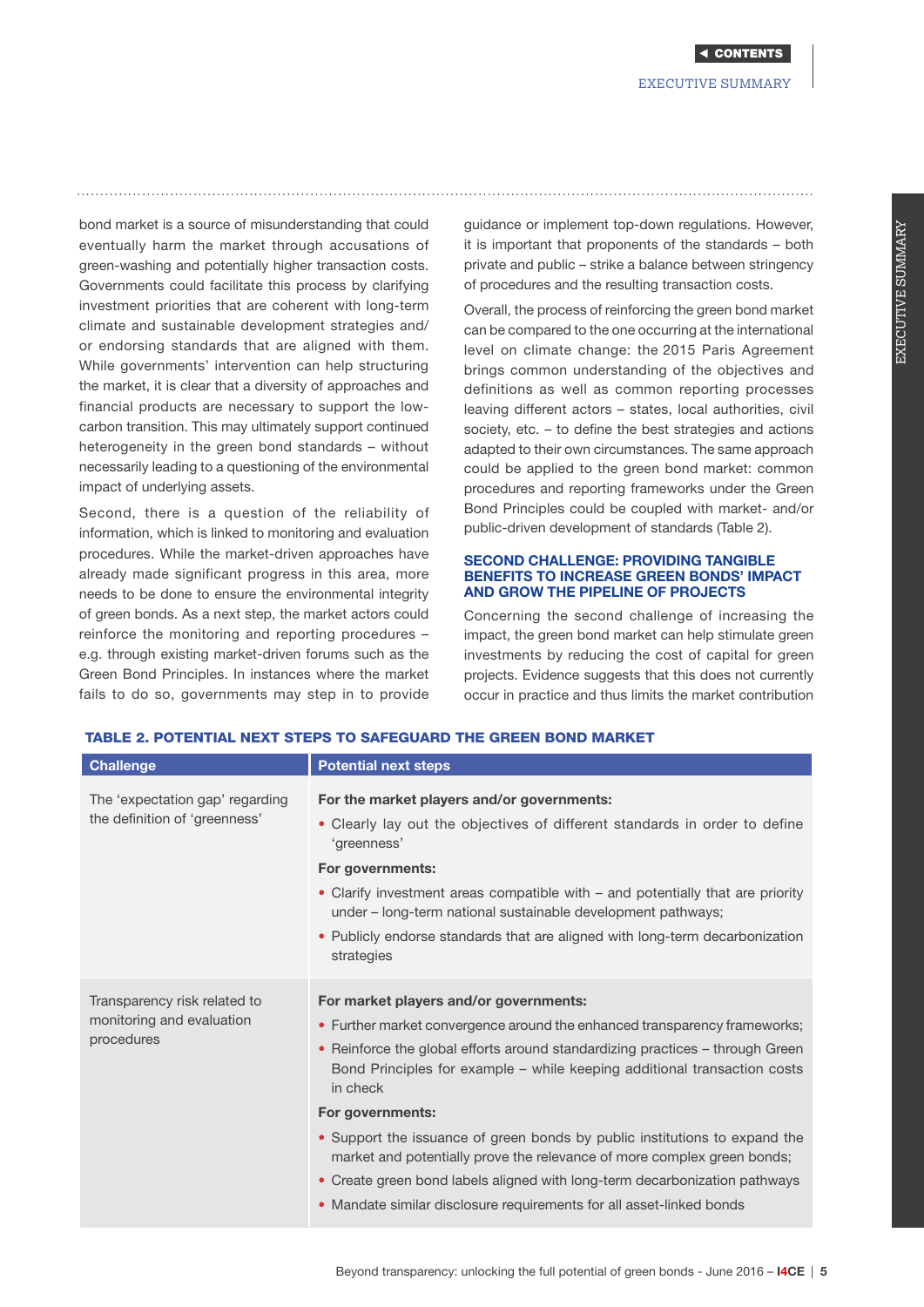bond market is a source of misunderstanding that could eventually harm the market through accusations of green-washing and potentially higher transaction costs. Governments could facilitate this process by clarifying investment priorities that are coherent with long-term climate and sustainable development strategies and/or endorsing standards that are aligned with them. While governments' intervention can help structuring the market, it is clear that a diversity of approaches and financial products are necessary to support the low-carbon transition. This may ultimately support continued heterogeneity in the green bond standards – without necessarily leading to a questioning of the environmental impact of underlying assets.

Second, there is a question of the reliability of information, which is linked to monitoring and evaluation procedures. While the market-driven approaches have already made significant progress in this area, more needs to be done to ensure the environmental integrity of green bonds. As a next step, the market actors could reinforce the monitoring and reporting procedures – e.g. through existing market-driven forums such as the Green Bond Principles. In instances where the market fails to do so, governments may step in to provide guidance or implement top-down regulations. However, it is important that proponents of the standards – both private and public – strike a balance between stringency of procedures and the resulting transaction costs.

Overall, the process of reinforcing the green bond market can be compared to the one occurring at the international level on climate change: the 2015 Paris Agreement brings common understanding of the objectives and definitions as well as common reporting processes leaving different actors – states, local authorities, civil society, etc. – to define the best strategies and actions adapted to their own circumstances. The same approach could be applied to the green bond market: common procedures and reporting frameworks under the Green Bond Principles could be coupled with market- and/or public-driven development of standards (Table 2).

### SECOND CHALLENGE: PROVIDING TANGIBLE BENEFITS TO INCREASE GREEN BONDS' IMPACT AND GROW THE PIPELINE OF PROJECTS

Concerning the second challenge of increasing the impact, the green bond market can help stimulate green investments by reducing the cost of capital for green projects. Evidence suggests that this does not currently occur in practice and thus limits the market contribution

**TABLE 2. POTENTIAL NEXT STEPS TO SAFEGUARD THE GREEN BOND MARKET**

| Challenge | Potential next steps |
| --- | --- |
| The 'expectation gap' regarding the definition of 'greenness' | **For the market players and/or governments:**<br>• Clearly lay out the objectives of different standards in order to define 'greenness'<br>**For governments:**<br>• Clarify investment areas compatible with – and potentially that are priority under – long-term national sustainable development pathways;<br>• Publicly endorse standards that are aligned with long-term decarbonization strategies |
| Transparency risk related to monitoring and evaluation procedures | **For market players and/or governments:**<br>• Further market convergence around the enhanced transparency frameworks;<br>• Reinforce the global efforts around standardizing practices – through Green Bond Principles for example – while keeping additional transaction costs in check<br>**For governments:**<br>• Support the issuance of green bonds by public institutions to expand the market and potentially prove the relevance of more complex green bonds;<br>• Create green bond labels aligned with long-term decarbonization pathways<br>• Mandate similar disclosure requirements for all asset-linked bonds |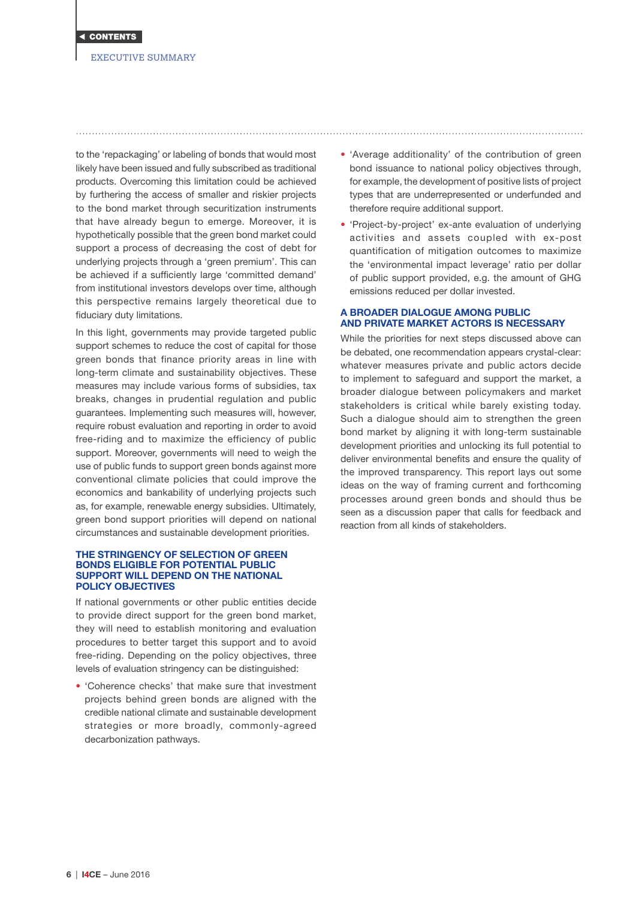to the 'repackaging' or labeling of bonds that would most likely have been issued and fully subscribed as traditional products. Overcoming this limitation could be achieved by furthering the access of smaller and riskier projects to the bond market through securitization instruments that have already begun to emerge. Moreover, it is hypothetically possible that the green bond market could support a process of decreasing the cost of debt for underlying projects through a 'green premium'. This can be achieved if a sufficiently large 'committed demand' from institutional investors develops over time, although this perspective remains largely theoretical due to fiduciary duty limitations.

In this light, governments may provide targeted public support schemes to reduce the cost of capital for those green bonds that finance priority areas in line with long-term climate and sustainability objectives. These measures may include various forms of subsidies, tax breaks, changes in prudential regulation and public guarantees. Implementing such measures will, however, require robust evaluation and reporting in order to avoid free-riding and to maximize the efficiency of public support. Moreover, governments will need to weigh the use of public funds to support green bonds against more conventional climate policies that could improve the economics and bankability of underlying projects such as, for example, renewable energy subsidies. Ultimately, green bond support priorities will depend on national circumstances and sustainable development priorities.

## THE STRINGENCY OF SELECTION OF GREEN BONDS ELIGIBLE FOR POTENTIAL PUBLIC SUPPORT WILL DEPEND ON THE NATIONAL POLICY OBJECTIVES

If national governments or other public entities decide to provide direct support for the green bond market, they will need to establish monitoring and evaluation procedures to better target this support and to avoid free-riding. Depending on the policy objectives, three levels of evaluation stringency can be distinguished:

- 'Coherence checks' that make sure that investment projects behind green bonds are aligned with the credible national climate and sustainable development strategies or more broadly, commonly-agreed decarbonization pathways.
- 'Average additionality' of the contribution of green bond issuance to national policy objectives through, for example, the development of positive lists of project types that are underrepresented or underfunded and therefore require additional support.
- 'Project-by-project' ex-ante evaluation of underlying activities and assets coupled with ex-post quantification of mitigation outcomes to maximize the 'environmental impact leverage' ratio per dollar of public support provided, e.g. the amount of GHG emissions reduced per dollar invested.

## A BROADER DIALOGUE AMONG PUBLIC AND PRIVATE MARKET ACTORS IS NECESSARY

While the priorities for next steps discussed above can be debated, one recommendation appears crystal-clear: whatever measures private and public actors decide to implement to safeguard and support the market, a broader dialogue between policymakers and market stakeholders is critical while barely existing today. Such a dialogue should aim to strengthen the green bond market by aligning it with long-term sustainable development priorities and unlocking its full potential to deliver environmental benefits and ensure the quality of the improved transparency. This report lays out some ideas on the way of framing current and forthcoming processes around green bonds and should thus be seen as a discussion paper that calls for feedback and reaction from all kinds of stakeholders.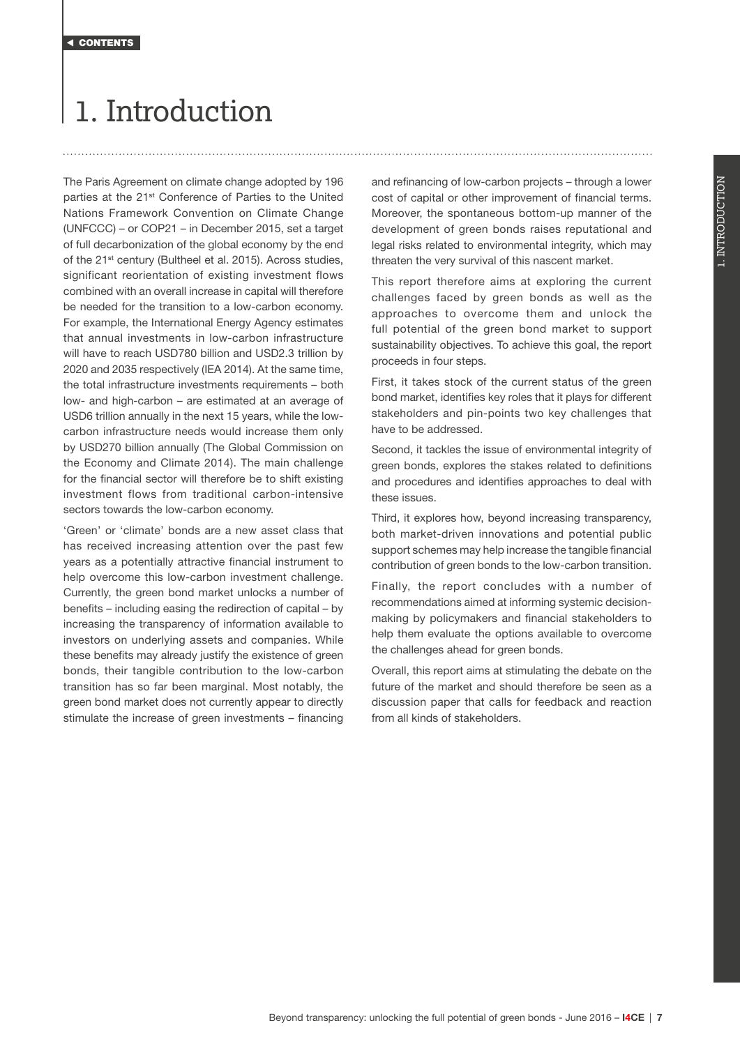# 1. Introduction

The Paris Agreement on climate change adopted by 196 parties at the 21st Conference of Parties to the United Nations Framework Convention on Climate Change (UNFCCC) – or COP21 – in December 2015, set a target of full decarbonization of the global economy by the end of the 21st century (Bultheel et al. 2015). Across studies, significant reorientation of existing investment flows combined with an overall increase in capital will therefore be needed for the transition to a low-carbon economy. For example, the International Energy Agency estimates that annual investments in low-carbon infrastructure will have to reach USD780 billion and USD2.3 trillion by 2020 and 2035 respectively (IEA 2014). At the same time, the total infrastructure investments requirements – both low- and high-carbon – are estimated at an average of USD6 trillion annually in the next 15 years, while the low-carbon infrastructure needs would increase them only by USD270 billion annually (The Global Commission on the Economy and Climate 2014). The main challenge for the financial sector will therefore be to shift existing investment flows from traditional carbon-intensive sectors towards the low-carbon economy.

'Green' or 'climate' bonds are a new asset class that has received increasing attention over the past few years as a potentially attractive financial instrument to help overcome this low-carbon investment challenge. Currently, the green bond market unlocks a number of benefits – including easing the redirection of capital – by increasing the transparency of information available to investors on underlying assets and companies. While these benefits may already justify the existence of green bonds, their tangible contribution to the low-carbon transition has so far been marginal. Most notably, the green bond market does not currently appear to directly stimulate the increase of green investments – financing and refinancing of low-carbon projects – through a lower cost of capital or other improvement of financial terms. Moreover, the spontaneous bottom-up manner of the development of green bonds raises reputational and legal risks related to environmental integrity, which may threaten the very survival of this nascent market.

This report therefore aims at exploring the current challenges faced by green bonds as well as the approaches to overcome them and unlock the full potential of the green bond market to support sustainability objectives. To achieve this goal, the report proceeds in four steps.

First, it takes stock of the current status of the green bond market, identifies key roles that it plays for different stakeholders and pin-points two key challenges that have to be addressed.

Second, it tackles the issue of environmental integrity of green bonds, explores the stakes related to definitions and procedures and identifies approaches to deal with these issues.

Third, it explores how, beyond increasing transparency, both market-driven innovations and potential public support schemes may help increase the tangible financial contribution of green bonds to the low-carbon transition.

Finally, the report concludes with a number of recommendations aimed at informing systemic decision-making by policymakers and financial stakeholders to help them evaluate the options available to overcome the challenges ahead for green bonds.

Overall, this report aims at stimulating the debate on the future of the market and should therefore be seen as a discussion paper that calls for feedback and reaction from all kinds of stakeholders.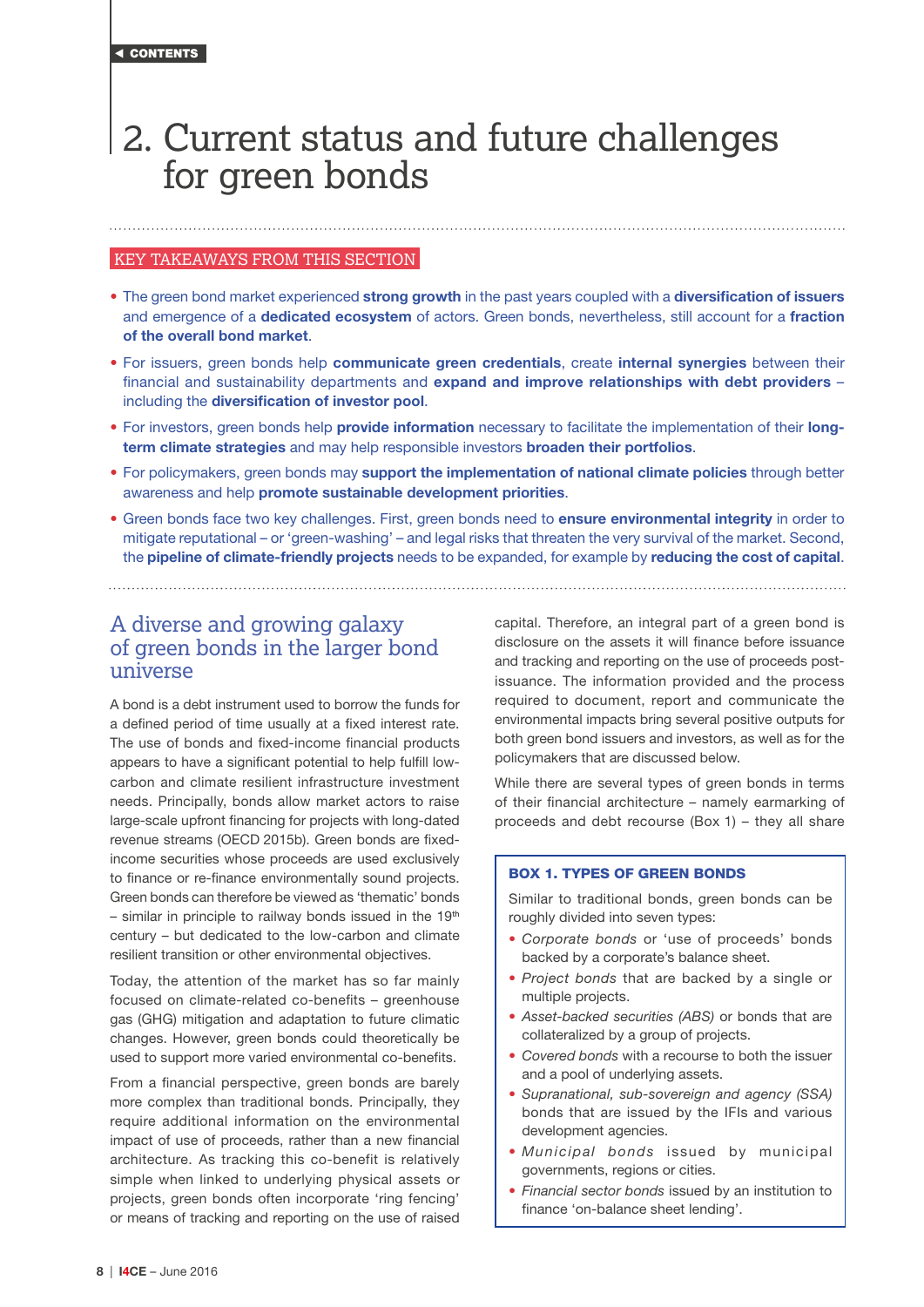# 2. Current status and future challenges for green bonds

## KEY TAKEAWAYS FROM THIS SECTION

- The green bond market experienced **strong growth** in the past years coupled with a **diversification of issuers** and emergence of a **dedicated ecosystem** of actors. Green bonds, nevertheless, still account for a **fraction of the overall bond market**.
- For issuers, green bonds help **communicate green credentials**, create **internal synergies** between their financial and sustainability departments and **expand and improve relationships with debt providers** – including the **diversification of investor pool**.
- For investors, green bonds help **provide information** necessary to facilitate the implementation of their **long-term climate strategies** and may help responsible investors **broaden their portfolios**.
- For policymakers, green bonds may **support the implementation of national climate policies** through better awareness and help **promote sustainable development priorities**.
- Green bonds face two key challenges. First, green bonds need to **ensure environmental integrity** in order to mitigate reputational – or 'green-washing' – and legal risks that threaten the very survival of the market. Second, the **pipeline of climate-friendly projects** needs to be expanded, for example by **reducing the cost of capital**.

## A diverse and growing galaxy of green bonds in the larger bond universe

A bond is a debt instrument used to borrow the funds for a defined period of time usually at a fixed interest rate. The use of bonds and fixed-income financial products appears to have a significant potential to help fulfill low-carbon and climate resilient infrastructure investment needs. Principally, bonds allow market actors to raise large-scale upfront financing for projects with long-dated revenue streams (OECD 2015b). Green bonds are fixed-income securities whose proceeds are used exclusively to finance or re-finance environmentally sound projects. Green bonds can therefore be viewed as 'thematic' bonds – similar in principle to railway bonds issued in the 19th century – but dedicated to the low-carbon and climate resilient transition or other environmental objectives.

Today, the attention of the market has so far mainly focused on climate-related co-benefits – greenhouse gas (GHG) mitigation and adaptation to future climatic changes. However, green bonds could theoretically be used to support more varied environmental co-benefits.

From a financial perspective, green bonds are barely more complex than traditional bonds. Principally, they require additional information on the environmental impact of use of proceeds, rather than a new financial architecture. As tracking this co-benefit is relatively simple when linked to underlying physical assets or projects, green bonds often incorporate 'ring fencing' or means of tracking and reporting on the use of raised capital. Therefore, an integral part of a green bond is disclosure on the assets it will finance before issuance and tracking and reporting on the use of proceeds post-issuance. The information provided and the process required to document, report and communicate the environmental impacts bring several positive outputs for both green bond issuers and investors, as well as for the policymakers that are discussed below.

While there are several types of green bonds in terms of their financial architecture – namely earmarking of proceeds and debt recourse (Box 1) – they all share

> **BOX 1. TYPES OF GREEN BONDS**
>
> Similar to traditional bonds, green bonds can be roughly divided into seven types:
>
> - *Corporate bonds* or 'use of proceeds' bonds backed by a corporate's balance sheet.
> - *Project bonds* that are backed by a single or multiple projects.
> - *Asset-backed securities (ABS)* or bonds that are collateralized by a group of projects.
> - *Covered bonds* with a recourse to both the issuer and a pool of underlying assets.
> - *Supranational, sub-sovereign and agency (SSA)* bonds that are issued by the IFIs and various development agencies.
> - *Municipal bonds* issued by municipal governments, regions or cities.
> - *Financial sector bonds* issued by an institution to finance 'on-balance sheet lending'.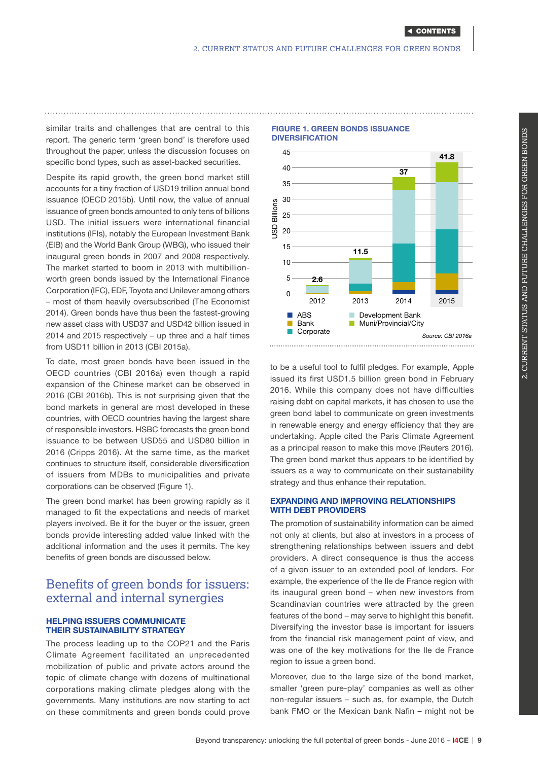similar traits and challenges that are central to this report. The generic term 'green bond' is therefore used throughout the paper, unless the discussion focuses on specific bond types, such as asset-backed securities.

Despite its rapid growth, the green bond market still accounts for a tiny fraction of USD19 trillion annual bond issuance (OECD 2015b). Until now, the value of annual issuance of green bonds amounted to only tens of billions USD. The initial issuers were international financial institutions (IFIs), notably the European Investment Bank (EIB) and the World Bank Group (WBG), who issued their inaugural green bonds in 2007 and 2008 respectively. The market started to boom in 2013 with multibillion-worth green bonds issued by the International Finance Corporation (IFC), EDF, Toyota and Unilever among others – most of them heavily oversubscribed (The Economist 2014). Green bonds have thus been the fastest-growing new asset class with USD37 and USD42 billion issued in 2014 and 2015 respectively – up three and a half times from USD11 billion in 2013 (CBI 2015a).

To date, most green bonds have been issued in the OECD countries (CBI 2016a) even though a rapid expansion of the Chinese market can be observed in 2016 (CBI 2016b). This is not surprising given that the bond markets in general are most developed in these countries, with OECD countries having the largest share of responsible investors. HSBC forecasts the green bond issuance to be between USD55 and USD80 billion in 2016 (Cripps 2016). At the same time, as the market continues to structure itself, considerable diversification of issuers from MDBs to municipalities and private corporations can be observed (Figure 1).

The green bond market has been growing rapidly as it managed to fit the expectations and needs of market players involved. Be it for the buyer or the issuer, green bonds provide interesting added value linked with the additional information and the uses it permits. The key benefits of green bonds are discussed below.

**FIGURE 1. GREEN BONDS ISSUANCE DIVERSIFICATION**

| Year | Total (USD Billions) |
|---|---|
| 2012 | 2.6 |
| 2013 | 11.5 |
| 2014 | 37 |
| 2015 | 41.8 |

Categories: ABS, Bank, Corporate, Development Bank, Muni/Provincial/City

Source: CBI 2016a

# Benefits of green bonds for issuers: external and internal synergies

### HELPING ISSUERS COMMUNICATE THEIR SUSTAINABILITY STRATEGY

The process leading up to the COP21 and the Paris Climate Agreement facilitated an unprecedented mobilization of public and private actors around the topic of climate change with dozens of multinational corporations making climate pledges along with the governments. Many institutions are now starting to act on these commitments and green bonds could prove to be a useful tool to fulfil pledges. For example, Apple issued its first USD1.5 billion green bond in February 2016. While this company does not have difficulties raising debt on capital markets, it has chosen to use the green bond label to communicate on green investments in renewable energy and energy efficiency that they are undertaking. Apple cited the Paris Climate Agreement as a principal reason to make this move (Reuters 2016). The green bond market thus appears to be identified by issuers as a way to communicate on their sustainability strategy and thus enhance their reputation.

### EXPANDING AND IMPROVING RELATIONSHIPS WITH DEBT PROVIDERS

The promotion of sustainability information can be aimed not only at clients, but also at investors in a process of strengthening relationships between issuers and debt providers. A direct consequence is thus the access of a given issuer to an extended pool of lenders. For example, the experience of the Ile de France region with its inaugural green bond – when new investors from Scandinavian countries were attracted by the green features of the bond – may serve to highlight this benefit. Diversifying the investor base is important for issuers from the financial risk management point of view, and was one of the key motivations for the Ile de France region to issue a green bond.

Moreover, due to the large size of the bond market, smaller 'green pure-play' companies as well as other non-regular issuers – such as, for example, the Dutch bank FMO or the Mexican bank Nafin – might not be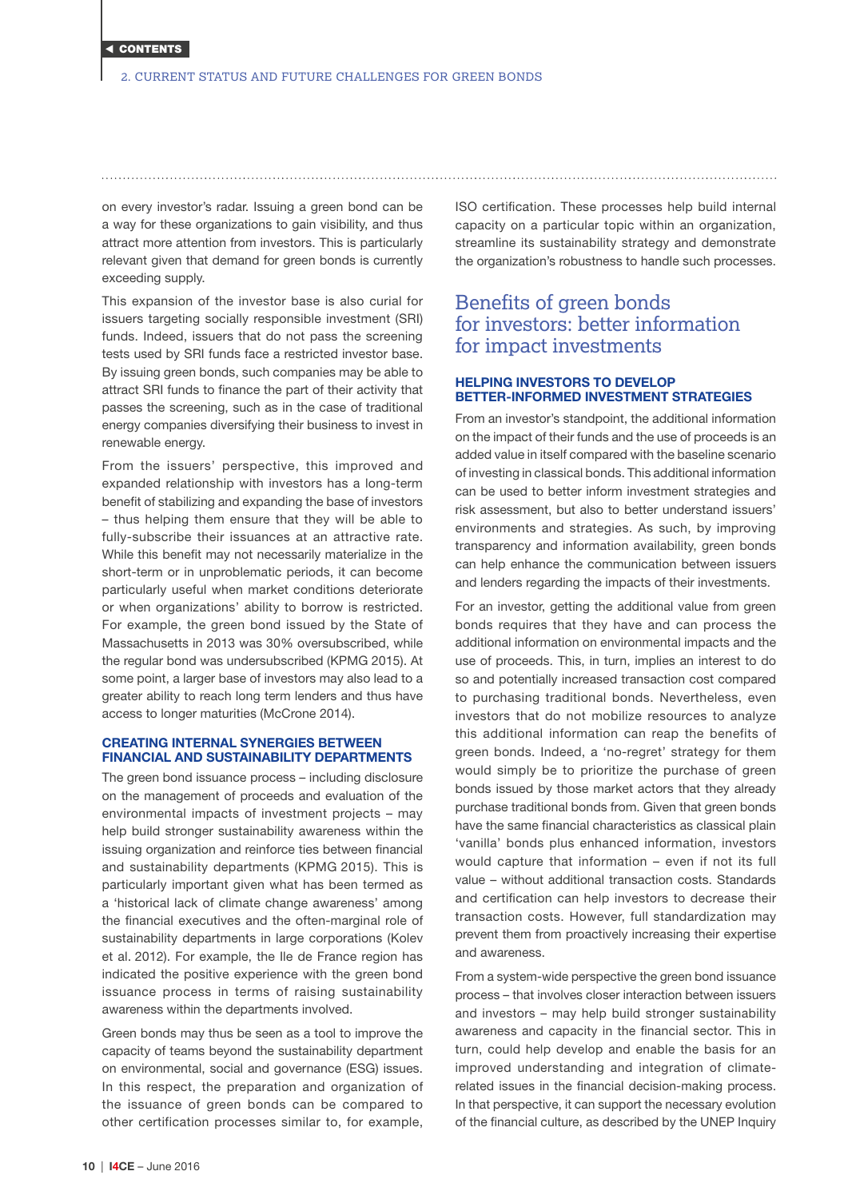on every investor's radar. Issuing a green bond can be a way for these organizations to gain visibility, and thus attract more attention from investors. This is particularly relevant given that demand for green bonds is currently exceeding supply.

This expansion of the investor base is also curial for issuers targeting socially responsible investment (SRI) funds. Indeed, issuers that do not pass the screening tests used by SRI funds face a restricted investor base. By issuing green bonds, such companies may be able to attract SRI funds to finance the part of their activity that passes the screening, such as in the case of traditional energy companies diversifying their business to invest in renewable energy.

From the issuers' perspective, this improved and expanded relationship with investors has a long-term benefit of stabilizing and expanding the base of investors – thus helping them ensure that they will be able to fully-subscribe their issuances at an attractive rate. While this benefit may not necessarily materialize in the short-term or in unproblematic periods, it can become particularly useful when market conditions deteriorate or when organizations' ability to borrow is restricted. For example, the green bond issued by the State of Massachusetts in 2013 was 30% oversubscribed, while the regular bond was undersubscribed (KPMG 2015). At some point, a larger base of investors may also lead to a greater ability to reach long term lenders and thus have access to longer maturities (McCrone 2014).

### CREATING INTERNAL SYNERGIES BETWEEN FINANCIAL AND SUSTAINABILITY DEPARTMENTS

The green bond issuance process – including disclosure on the management of proceeds and evaluation of the environmental impacts of investment projects – may help build stronger sustainability awareness within the issuing organization and reinforce ties between financial and sustainability departments (KPMG 2015). This is particularly important given what has been termed as a 'historical lack of climate change awareness' among the financial executives and the often-marginal role of sustainability departments in large corporations (Kolev et al. 2012). For example, the Ile de France region has indicated the positive experience with the green bond issuance process in terms of raising sustainability awareness within the departments involved.

Green bonds may thus be seen as a tool to improve the capacity of teams beyond the sustainability department on environmental, social and governance (ESG) issues. In this respect, the preparation and organization of the issuance of green bonds can be compared to other certification processes similar to, for example, ISO certification. These processes help build internal capacity on a particular topic within an organization, streamline its sustainability strategy and demonstrate the organization's robustness to handle such processes.

## Benefits of green bonds for investors: better information for impact investments

### HELPING INVESTORS TO DEVELOP BETTER-INFORMED INVESTMENT STRATEGIES

From an investor's standpoint, the additional information on the impact of their funds and the use of proceeds is an added value in itself compared with the baseline scenario of investing in classical bonds. This additional information can be used to better inform investment strategies and risk assessment, but also to better understand issuers' environments and strategies. As such, by improving transparency and information availability, green bonds can help enhance the communication between issuers and lenders regarding the impacts of their investments.

For an investor, getting the additional value from green bonds requires that they have and can process the additional information on environmental impacts and the use of proceeds. This, in turn, implies an interest to do so and potentially increased transaction cost compared to purchasing traditional bonds. Nevertheless, even investors that do not mobilize resources to analyze this additional information can reap the benefits of green bonds. Indeed, a 'no-regret' strategy for them would simply be to prioritize the purchase of green bonds issued by those market actors that they already purchase traditional bonds from. Given that green bonds have the same financial characteristics as classical plain 'vanilla' bonds plus enhanced information, investors would capture that information – even if not its full value – without additional transaction costs. Standards and certification can help investors to decrease their transaction costs. However, full standardization may prevent them from proactively increasing their expertise and awareness.

From a system-wide perspective the green bond issuance process – that involves closer interaction between issuers and investors – may help build stronger sustainability awareness and capacity in the financial sector. This in turn, could help develop and enable the basis for an improved understanding and integration of climate-related issues in the financial decision-making process. In that perspective, it can support the necessary evolution of the financial culture, as described by the UNEP Inquiry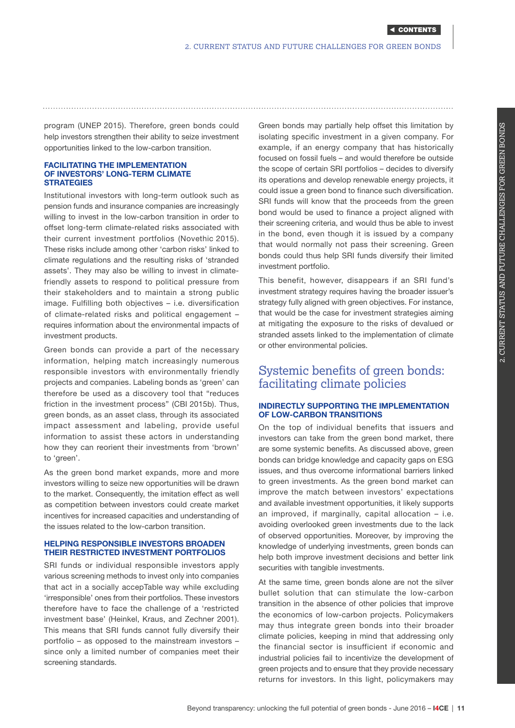program (UNEP 2015). Therefore, green bonds could help investors strengthen their ability to seize investment opportunities linked to the low-carbon transition.

### FACILITATING THE IMPLEMENTATION OF INVESTORS' LONG-TERM CLIMATE STRATEGIES

Institutional investors with long-term outlook such as pension funds and insurance companies are increasingly willing to invest in the low-carbon transition in order to offset long-term climate-related risks associated with their current investment portfolios (Novethic 2015). These risks include among other 'carbon risks' linked to climate regulations and the resulting risks of 'stranded assets'. They may also be willing to invest in climate-friendly assets to respond to political pressure from their stakeholders and to maintain a strong public image. Fulfilling both objectives – i.e. diversification of climate-related risks and political engagement – requires information about the environmental impacts of investment products.

Green bonds can provide a part of the necessary information, helping match increasingly numerous responsible investors with environmentally friendly projects and companies. Labeling bonds as 'green' can therefore be used as a discovery tool that "reduces friction in the investment process" (CBI 2015b). Thus, green bonds, as an asset class, through its associated impact assessment and labeling, provide useful information to assist these actors in understanding how they can reorient their investments from 'brown' to 'green'.

As the green bond market expands, more and more investors willing to seize new opportunities will be drawn to the market. Consequently, the imitation effect as well as competition between investors could create market incentives for increased capacities and understanding of the issues related to the low-carbon transition.

### HELPING RESPONSIBLE INVESTORS BROADEN THEIR RESTRICTED INVESTMENT PORTFOLIOS

SRI funds or individual responsible investors apply various screening methods to invest only into companies that act in a socially accepTable way while excluding 'irresponsible' ones from their portfolios. These investors therefore have to face the challenge of a 'restricted investment base' (Heinkel, Kraus, and Zechner 2001). This means that SRI funds cannot fully diversify their portfolio – as opposed to the mainstream investors – since only a limited number of companies meet their screening standards.

Green bonds may partially help offset this limitation by isolating specific investment in a given company. For example, if an energy company that has historically focused on fossil fuels – and would therefore be outside the scope of certain SRI portfolios – decides to diversify its operations and develop renewable energy projects, it could issue a green bond to finance such diversification. SRI funds will know that the proceeds from the green bond would be used to finance a project aligned with their screening criteria, and would thus be able to invest in the bond, even though it is issued by a company that would normally not pass their screening. Green bonds could thus help SRI funds diversify their limited investment portfolio.

This benefit, however, disappears if an SRI fund's investment strategy requires having the broader issuer's strategy fully aligned with green objectives. For instance, that would be the case for investment strategies aiming at mitigating the exposure to the risks of devalued or stranded assets linked to the implementation of climate or other environmental policies.

## Systemic benefits of green bonds: facilitating climate policies

### INDIRECTLY SUPPORTING THE IMPLEMENTATION OF LOW-CARBON TRANSITIONS

On the top of individual benefits that issuers and investors can take from the green bond market, there are some systemic benefits. As discussed above, green bonds can bridge knowledge and capacity gaps on ESG issues, and thus overcome informational barriers linked to green investments. As the green bond market can improve the match between investors' expectations and available investment opportunities, it likely supports an improved, if marginally, capital allocation – i.e. avoiding overlooked green investments due to the lack of observed opportunities. Moreover, by improving the knowledge of underlying investments, green bonds can help both improve investment decisions and better link securities with tangible investments.

At the same time, green bonds alone are not the silver bullet solution that can stimulate the low-carbon transition in the absence of other policies that improve the economics of low-carbon projects. Policymakers may thus integrate green bonds into their broader climate policies, keeping in mind that addressing only the financial sector is insufficient if economic and industrial policies fail to incentivize the development of green projects and to ensure that they provide necessary returns for investors. In this light, policymakers may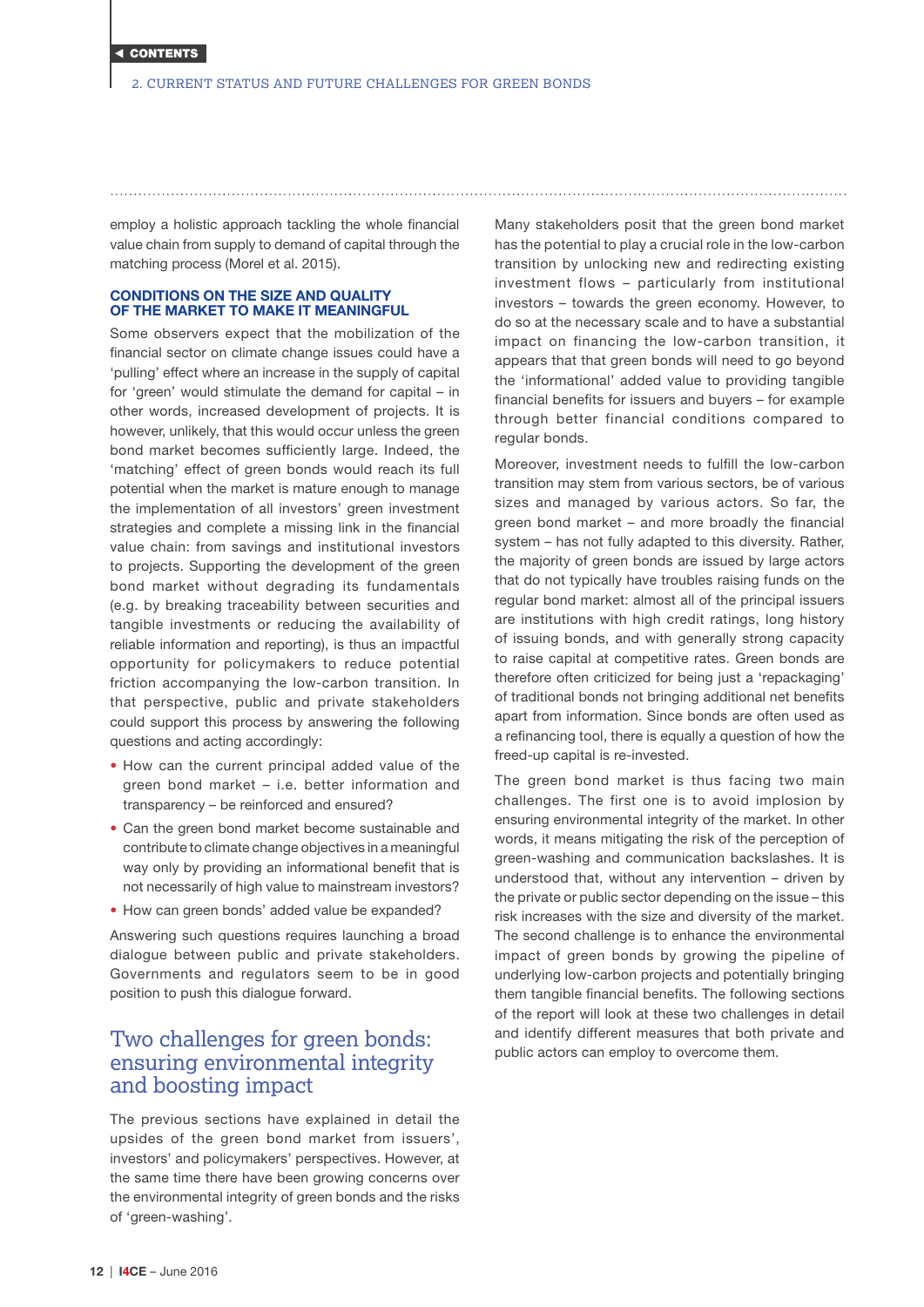employ a holistic approach tackling the whole financial value chain from supply to demand of capital through the matching process (Morel et al. 2015).

### CONDITIONS ON THE SIZE AND QUALITY OF THE MARKET TO MAKE IT MEANINGFUL

Some observers expect that the mobilization of the financial sector on climate change issues could have a 'pulling' effect where an increase in the supply of capital for 'green' would stimulate the demand for capital – in other words, increased development of projects. It is however, unlikely, that this would occur unless the green bond market becomes sufficiently large. Indeed, the 'matching' effect of green bonds would reach its full potential when the market is mature enough to manage the implementation of all investors' green investment strategies and complete a missing link in the financial value chain: from savings and institutional investors to projects. Supporting the development of the green bond market without degrading its fundamentals (e.g. by breaking traceability between securities and tangible investments or reducing the availability of reliable information and reporting), is thus an impactful opportunity for policymakers to reduce potential friction accompanying the low-carbon transition. In that perspective, public and private stakeholders could support this process by answering the following questions and acting accordingly:

- How can the current principal added value of the green bond market – i.e. better information and transparency – be reinforced and ensured?
- Can the green bond market become sustainable and contribute to climate change objectives in a meaningful way only by providing an informational benefit that is not necessarily of high value to mainstream investors?
- How can green bonds' added value be expanded?

Answering such questions requires launching a broad dialogue between public and private stakeholders. Governments and regulators seem to be in good position to push this dialogue forward.

## Two challenges for green bonds: ensuring environmental integrity and boosting impact

The previous sections have explained in detail the upsides of the green bond market from issuers', investors' and policymakers' perspectives. However, at the same time there have been growing concerns over the environmental integrity of green bonds and the risks of 'green-washing'.

Many stakeholders posit that the green bond market has the potential to play a crucial role in the low-carbon transition by unlocking new and redirecting existing investment flows – particularly from institutional investors – towards the green economy. However, to do so at the necessary scale and to have a substantial impact on financing the low-carbon transition, it appears that that green bonds will need to go beyond the 'informational' added value to providing tangible financial benefits for issuers and buyers – for example through better financial conditions compared to regular bonds.

Moreover, investment needs to fulfill the low-carbon transition may stem from various sectors, be of various sizes and managed by various actors. So far, the green bond market – and more broadly the financial system – has not fully adapted to this diversity. Rather, the majority of green bonds are issued by large actors that do not typically have troubles raising funds on the regular bond market: almost all of the principal issuers are institutions with high credit ratings, long history of issuing bonds, and with generally strong capacity to raise capital at competitive rates. Green bonds are therefore often criticized for being just a 'repackaging' of traditional bonds not bringing additional net benefits apart from information. Since bonds are often used as a refinancing tool, there is equally a question of how the freed-up capital is re-invested.

The green bond market is thus facing two main challenges. The first one is to avoid implosion by ensuring environmental integrity of the market. In other words, it means mitigating the risk of the perception of green-washing and communication backslashes. It is understood that, without any intervention – driven by the private or public sector depending on the issue – this risk increases with the size and diversity of the market. The second challenge is to enhance the environmental impact of green bonds by growing the pipeline of underlying low-carbon projects and potentially bringing them tangible financial benefits. The following sections of the report will look at these two challenges in detail and identify different measures that both private and public actors can employ to overcome them.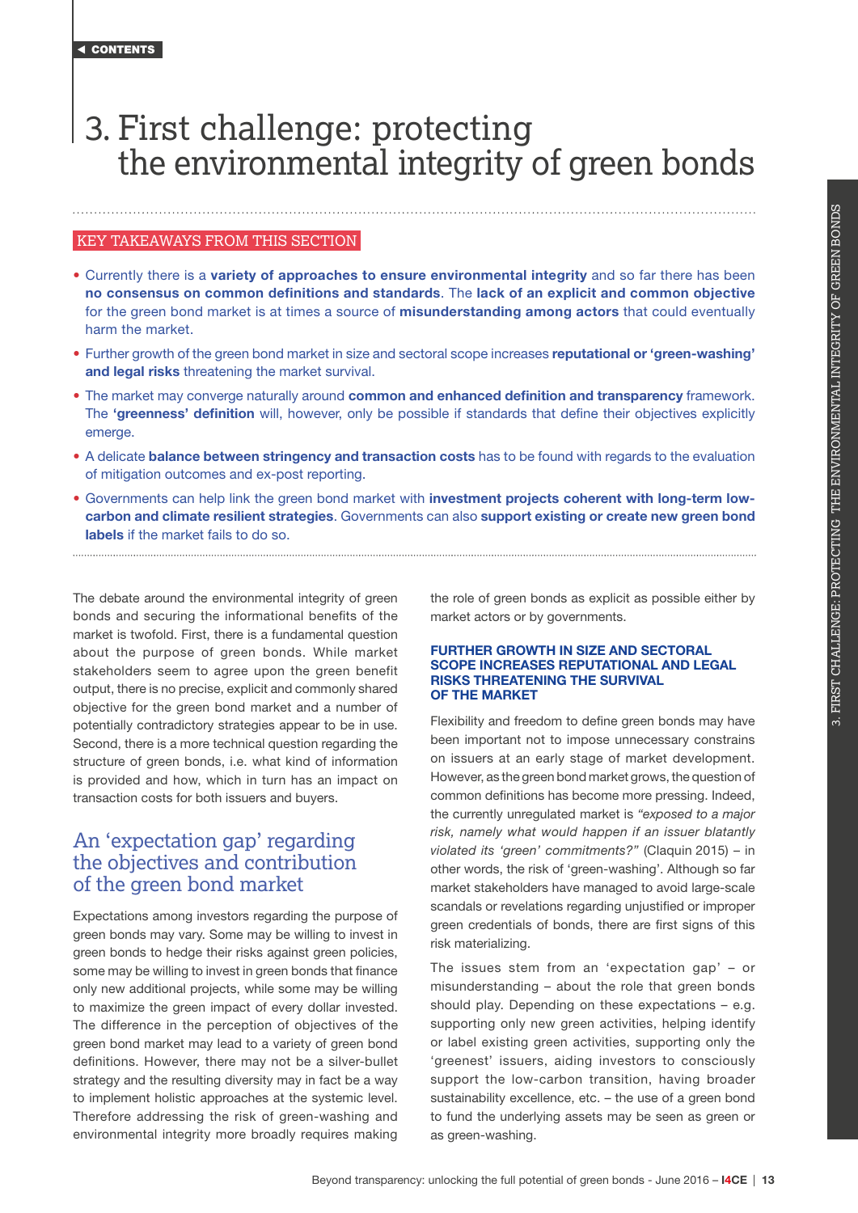# 3. First challenge: protecting the environmental integrity of green bonds

KEY TAKEAWAYS FROM THIS SECTION

- Currently there is a **variety of approaches to ensure environmental integrity** and so far there has been **no consensus on common definitions and standards**. The **lack of an explicit and common objective** for the green bond market is at times a source of **misunderstanding among actors** that could eventually harm the market.
- Further growth of the green bond market in size and sectoral scope increases **reputational or 'green-washing' and legal risks** threatening the market survival.
- The market may converge naturally around **common and enhanced definition and transparency** framework. The **'greenness' definition** will, however, only be possible if standards that define their objectives explicitly emerge.
- A delicate **balance between stringency and transaction costs** has to be found with regards to the evaluation of mitigation outcomes and ex-post reporting.
- Governments can help link the green bond market with **investment projects coherent with long-term low-carbon and climate resilient strategies**. Governments can also **support existing or create new green bond labels** if the market fails to do so.

The debate around the environmental integrity of green bonds and securing the informational benefits of the market is twofold. First, there is a fundamental question about the purpose of green bonds. While market stakeholders seem to agree upon the green benefit output, there is no precise, explicit and commonly shared objective for the green bond market and a number of potentially contradictory strategies appear to be in use. Second, there is a more technical question regarding the structure of green bonds, i.e. what kind of information is provided and how, which in turn has an impact on transaction costs for both issuers and buyers.

## An 'expectation gap' regarding the objectives and contribution of the green bond market

Expectations among investors regarding the purpose of green bonds may vary. Some may be willing to invest in green bonds to hedge their risks against green policies, some may be willing to invest in green bonds that finance only new additional projects, while some may be willing to maximize the green impact of every dollar invested. The difference in the perception of objectives of the green bond market may lead to a variety of green bond definitions. However, there may not be a silver-bullet strategy and the resulting diversity may in fact be a way to implement holistic approaches at the systemic level. Therefore addressing the risk of green-washing and environmental integrity more broadly requires making the role of green bonds as explicit as possible either by market actors or by governments.

### FURTHER GROWTH IN SIZE AND SECTORAL SCOPE INCREASES REPUTATIONAL AND LEGAL RISKS THREATENING THE SURVIVAL OF THE MARKET

Flexibility and freedom to define green bonds may have been important not to impose unnecessary constrains on issuers at an early stage of market development. However, as the green bond market grows, the question of common definitions has become more pressing. Indeed, the currently unregulated market is *"exposed to a major risk, namely what would happen if an issuer blatantly violated its 'green' commitments?"* (Claquin 2015) – in other words, the risk of 'green-washing'. Although so far market stakeholders have managed to avoid large-scale scandals or revelations regarding unjustified or improper green credentials of bonds, there are first signs of this risk materializing.

The issues stem from an 'expectation gap' – or misunderstanding – about the role that green bonds should play. Depending on these expectations – e.g. supporting only new green activities, helping identify or label existing green activities, supporting only the 'greenest' issuers, aiding investors to consciously support the low-carbon transition, having broader sustainability excellence, etc. – the use of a green bond to fund the underlying assets may be seen as green or as green-washing.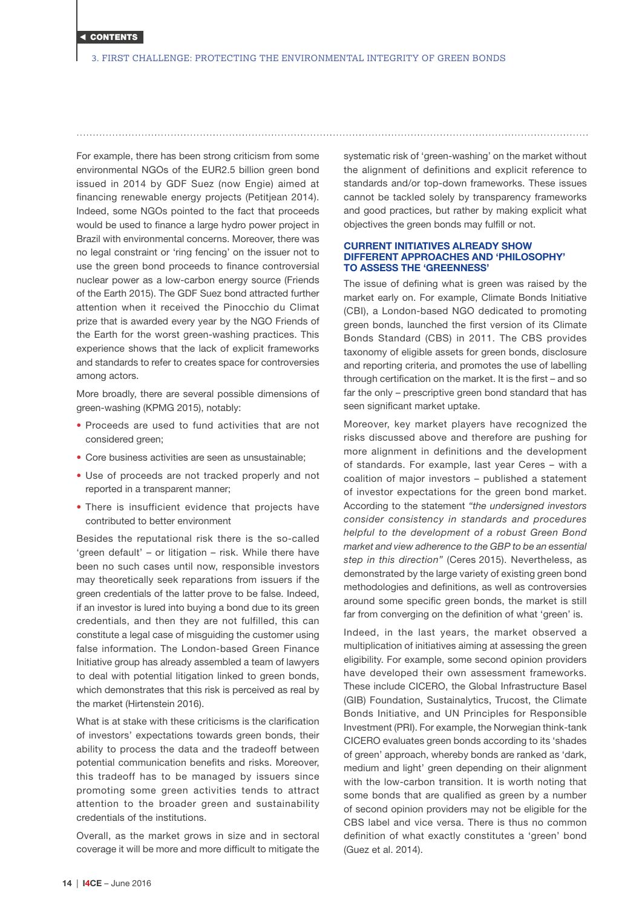For example, there has been strong criticism from some environmental NGOs of the EUR2.5 billion green bond issued in 2014 by GDF Suez (now Engie) aimed at financing renewable energy projects (Petitjean 2014). Indeed, some NGOs pointed to the fact that proceeds would be used to finance a large hydro power project in Brazil with environmental concerns. Moreover, there was no legal constraint or 'ring fencing' on the issuer not to use the green bond proceeds to finance controversial nuclear power as a low-carbon energy source (Friends of the Earth 2015). The GDF Suez bond attracted further attention when it received the Pinocchio du Climat prize that is awarded every year by the NGO Friends of the Earth for the worst green-washing practices. This experience shows that the lack of explicit frameworks and standards to refer to creates space for controversies among actors.

More broadly, there are several possible dimensions of green-washing (KPMG 2015), notably:

- Proceeds are used to fund activities that are not considered green;
- Core business activities are seen as unsustainable;
- Use of proceeds are not tracked properly and not reported in a transparent manner;
- There is insufficient evidence that projects have contributed to better environment

Besides the reputational risk there is the so-called 'green default' – or litigation – risk. While there have been no such cases until now, responsible investors may theoretically seek reparations from issuers if the green credentials of the latter prove to be false. Indeed, if an investor is lured into buying a bond due to its green credentials, and then they are not fulfilled, this can constitute a legal case of misguiding the customer using false information. The London-based Green Finance Initiative group has already assembled a team of lawyers to deal with potential litigation linked to green bonds, which demonstrates that this risk is perceived as real by the market (Hirtenstein 2016).

What is at stake with these criticisms is the clarification of investors' expectations towards green bonds, their ability to process the data and the tradeoff between potential communication benefits and risks. Moreover, this tradeoff has to be managed by issuers since promoting some green activities tends to attract attention to the broader green and sustainability credentials of the institutions.

Overall, as the market grows in size and in sectoral coverage it will be more and more difficult to mitigate the systematic risk of 'green-washing' on the market without the alignment of definitions and explicit reference to standards and/or top-down frameworks. These issues cannot be tackled solely by transparency frameworks and good practices, but rather by making explicit what objectives the green bonds may fulfill or not.

### CURRENT INITIATIVES ALREADY SHOW DIFFERENT APPROACHES AND 'PHILOSOPHY' TO ASSESS THE 'GREENNESS'

The issue of defining what is green was raised by the market early on. For example, Climate Bonds Initiative (CBI), a London-based NGO dedicated to promoting green bonds, launched the first version of its Climate Bonds Standard (CBS) in 2011. The CBS provides taxonomy of eligible assets for green bonds, disclosure and reporting criteria, and promotes the use of labelling through certification on the market. It is the first – and so far the only – prescriptive green bond standard that has seen significant market uptake.

Moreover, key market players have recognized the risks discussed above and therefore are pushing for more alignment in definitions and the development of standards. For example, last year Ceres – with a coalition of major investors – published a statement of investor expectations for the green bond market. According to the statement *"the undersigned investors consider consistency in standards and procedures helpful to the development of a robust Green Bond market and view adherence to the GBP to be an essential step in this direction"* (Ceres 2015). Nevertheless, as demonstrated by the large variety of existing green bond methodologies and definitions, as well as controversies around some specific green bonds, the market is still far from converging on the definition of what 'green' is.

Indeed, in the last years, the market observed a multiplication of initiatives aiming at assessing the green eligibility. For example, some second opinion providers have developed their own assessment frameworks. These include CICERO, the Global Infrastructure Basel (GIB) Foundation, Sustainalytics, Trucost, the Climate Bonds Initiative, and UN Principles for Responsible Investment (PRI). For example, the Norwegian think-tank CICERO evaluates green bonds according to its 'shades of green' approach, whereby bonds are ranked as 'dark, medium and light' green depending on their alignment with the low-carbon transition. It is worth noting that some bonds that are qualified as green by a number of second opinion providers may not be eligible for the CBS label and vice versa. There is thus no common definition of what exactly constitutes a 'green' bond (Guez et al. 2014).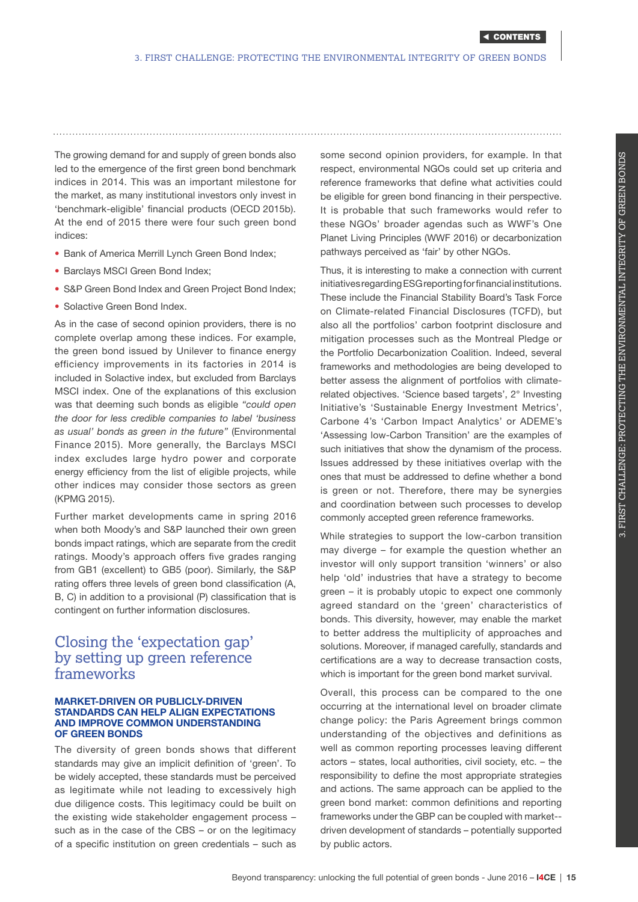The growing demand for and supply of green bonds also led to the emergence of the first green bond benchmark indices in 2014. This was an important milestone for the market, as many institutional investors only invest in 'benchmark-eligible' financial products (OECD 2015b). At the end of 2015 there were four such green bond indices:

- Bank of America Merrill Lynch Green Bond Index;
- Barclays MSCI Green Bond Index;
- S&P Green Bond Index and Green Project Bond Index;
- Solactive Green Bond Index.

As in the case of second opinion providers, there is no complete overlap among these indices. For example, the green bond issued by Unilever to finance energy efficiency improvements in its factories in 2014 is included in Solactive index, but excluded from Barclays MSCI index. One of the explanations of this exclusion was that deeming such bonds as eligible *"could open the door for less credible companies to label 'business as usual' bonds as green in the future"* (Environmental Finance 2015). More generally, the Barclays MSCI index excludes large hydro power and corporate energy efficiency from the list of eligible projects, while other indices may consider those sectors as green (KPMG 2015).

Further market developments came in spring 2016 when both Moody's and S&P launched their own green bonds impact ratings, which are separate from the credit ratings. Moody's approach offers five grades ranging from GB1 (excellent) to GB5 (poor). Similarly, the S&P rating offers three levels of green bond classification (A, B, C) in addition to a provisional (P) classification that is contingent on further information disclosures.

## Closing the 'expectation gap' by setting up green reference frameworks

### MARKET-DRIVEN OR PUBLICLY-DRIVEN STANDARDS CAN HELP ALIGN EXPECTATIONS AND IMPROVE COMMON UNDERSTANDING OF GREEN BONDS

The diversity of green bonds shows that different standards may give an implicit definition of 'green'. To be widely accepted, these standards must be perceived as legitimate while not leading to excessively high due diligence costs. This legitimacy could be built on the existing wide stakeholder engagement process – such as in the case of the CBS – or on the legitimacy of a specific institution on green credentials – such as some second opinion providers, for example. In that respect, environmental NGOs could set up criteria and reference frameworks that define what activities could be eligible for green bond financing in their perspective. It is probable that such frameworks would refer to these NGOs' broader agendas such as WWF's One Planet Living Principles (WWF 2016) or decarbonization pathways perceived as 'fair' by other NGOs.

Thus, it is interesting to make a connection with current initiatives regarding ESG reporting for financial institutions. These include the Financial Stability Board's Task Force on Climate-related Financial Disclosures (TCFD), but also all the portfolios' carbon footprint disclosure and mitigation processes such as the Montreal Pledge or the Portfolio Decarbonization Coalition. Indeed, several frameworks and methodologies are being developed to better assess the alignment of portfolios with climate-related objectives. 'Science based targets', 2° Investing Initiative's 'Sustainable Energy Investment Metrics', Carbone 4's 'Carbon Impact Analytics' or ADEME's 'Assessing low-Carbon Transition' are the examples of such initiatives that show the dynamism of the process. Issues addressed by these initiatives overlap with the ones that must be addressed to define whether a bond is green or not. Therefore, there may be synergies and coordination between such processes to develop commonly accepted green reference frameworks.

While strategies to support the low-carbon transition may diverge – for example the question whether an investor will only support transition 'winners' or also help 'old' industries that have a strategy to become green – it is probably utopic to expect one commonly agreed standard on the 'green' characteristics of bonds. This diversity, however, may enable the market to better address the multiplicity of approaches and solutions. Moreover, if managed carefully, standards and certifications are a way to decrease transaction costs, which is important for the green bond market survival.

Overall, this process can be compared to the one occurring at the international level on broader climate change policy: the Paris Agreement brings common understanding of the objectives and definitions as well as common reporting processes leaving different actors – states, local authorities, civil society, etc. – the responsibility to define the most appropriate strategies and actions. The same approach can be applied to the green bond market: common definitions and reporting frameworks under the GBP can be coupled with market--driven development of standards – potentially supported by public actors.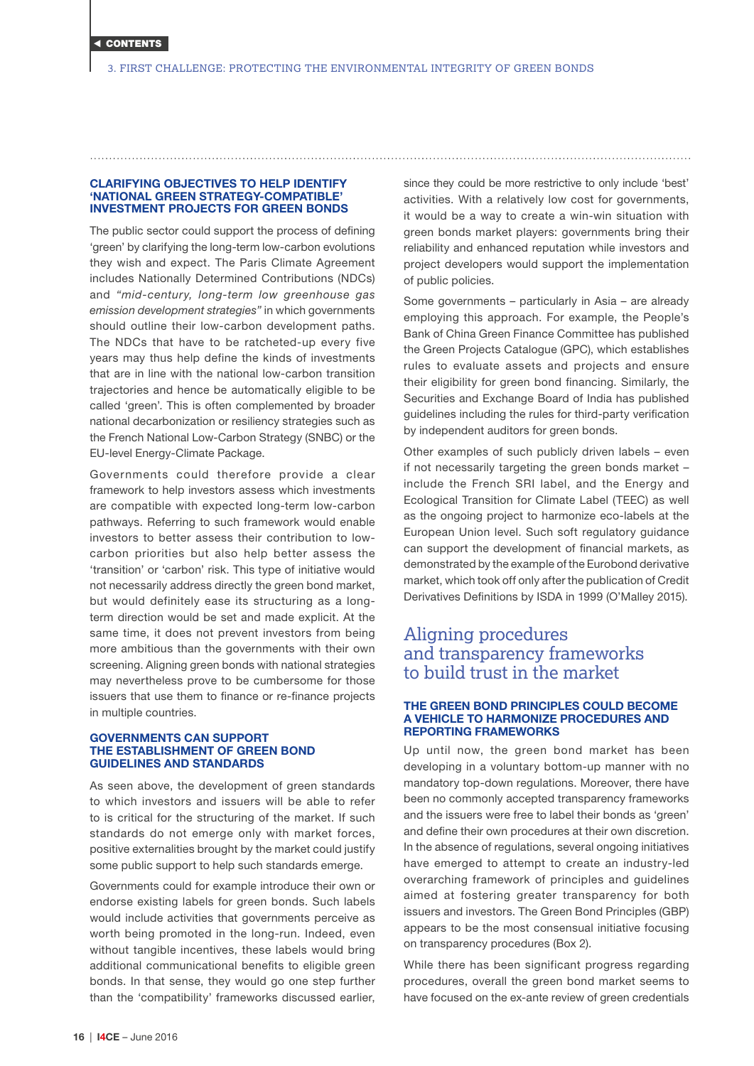### CLARIFYING OBJECTIVES TO HELP IDENTIFY 'NATIONAL GREEN STRATEGY-COMPATIBLE' INVESTMENT PROJECTS FOR GREEN BONDS

The public sector could support the process of defining 'green' by clarifying the long-term low-carbon evolutions they wish and expect. The Paris Climate Agreement includes Nationally Determined Contributions (NDCs) and *"mid-century, long-term low greenhouse gas emission development strategies"* in which governments should outline their low-carbon development paths. The NDCs that have to be ratcheted-up every five years may thus help define the kinds of investments that are in line with the national low-carbon transition trajectories and hence be automatically eligible to be called 'green'. This is often complemented by broader national decarbonization or resiliency strategies such as the French National Low-Carbon Strategy (SNBC) or the EU-level Energy-Climate Package.

Governments could therefore provide a clear framework to help investors assess which investments are compatible with expected long-term low-carbon pathways. Referring to such framework would enable investors to better assess their contribution to low-carbon priorities but also help better assess the 'transition' or 'carbon' risk. This type of initiative would not necessarily address directly the green bond market, but would definitely ease its structuring as a long-term direction would be set and made explicit. At the same time, it does not prevent investors from being more ambitious than the governments with their own screening. Aligning green bonds with national strategies may nevertheless prove to be cumbersome for those issuers that use them to finance or re-finance projects in multiple countries.

### GOVERNMENTS CAN SUPPORT THE ESTABLISHMENT OF GREEN BOND GUIDELINES AND STANDARDS

As seen above, the development of green standards to which investors and issuers will be able to refer to is critical for the structuring of the market. If such standards do not emerge only with market forces, positive externalities brought by the market could justify some public support to help such standards emerge.

Governments could for example introduce their own or endorse existing labels for green bonds. Such labels would include activities that governments perceive as worth being promoted in the long-run. Indeed, even without tangible incentives, these labels would bring additional communicational benefits to eligible green bonds. In that sense, they would go one step further than the 'compatibility' frameworks discussed earlier, since they could be more restrictive to only include 'best' activities. With a relatively low cost for governments, it would be a way to create a win-win situation with green bonds market players: governments bring their reliability and enhanced reputation while investors and project developers would support the implementation of public policies.

Some governments – particularly in Asia – are already employing this approach. For example, the People's Bank of China Green Finance Committee has published the Green Projects Catalogue (GPC), which establishes rules to evaluate assets and projects and ensure their eligibility for green bond financing. Similarly, the Securities and Exchange Board of India has published guidelines including the rules for third-party verification by independent auditors for green bonds.

Other examples of such publicly driven labels – even if not necessarily targeting the green bonds market – include the French SRI label, and the Energy and Ecological Transition for Climate Label (TEEC) as well as the ongoing project to harmonize eco-labels at the European Union level. Such soft regulatory guidance can support the development of financial markets, as demonstrated by the example of the Eurobond derivative market, which took off only after the publication of Credit Derivatives Definitions by ISDA in 1999 (O'Malley 2015).

## Aligning procedures and transparency frameworks to build trust in the market

### THE GREEN BOND PRINCIPLES COULD BECOME A VEHICLE TO HARMONIZE PROCEDURES AND REPORTING FRAMEWORKS

Up until now, the green bond market has been developing in a voluntary bottom-up manner with no mandatory top-down regulations. Moreover, there have been no commonly accepted transparency frameworks and the issuers were free to label their bonds as 'green' and define their own procedures at their own discretion. In the absence of regulations, several ongoing initiatives have emerged to attempt to create an industry-led overarching framework of principles and guidelines aimed at fostering greater transparency for both issuers and investors. The Green Bond Principles (GBP) appears to be the most consensual initiative focusing on transparency procedures (Box 2).

While there has been significant progress regarding procedures, overall the green bond market seems to have focused on the ex-ante review of green credentials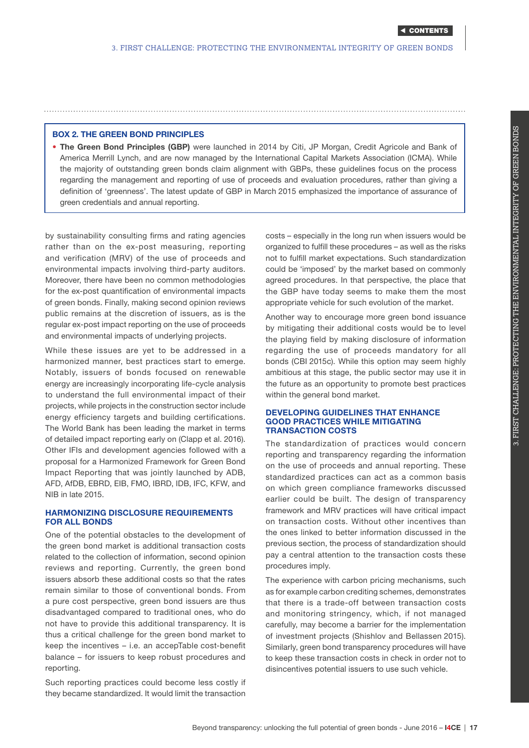### BOX 2. THE GREEN BOND PRINCIPLES

- **The Green Bond Principles (GBP)** were launched in 2014 by Citi, JP Morgan, Credit Agricole and Bank of America Merrill Lynch, and are now managed by the International Capital Markets Association (ICMA). While the majority of outstanding green bonds claim alignment with GBPs, these guidelines focus on the process regarding the management and reporting of use of proceeds and evaluation procedures, rather than giving a definition of 'greenness'. The latest update of GBP in March 2015 emphasized the importance of assurance of green credentials and annual reporting.

by sustainability consulting firms and rating agencies rather than on the ex-post measuring, reporting and verification (MRV) of the use of proceeds and environmental impacts involving third-party auditors. Moreover, there have been no common methodologies for the ex-post quantification of environmental impacts of green bonds. Finally, making second opinion reviews public remains at the discretion of issuers, as is the regular ex-post impact reporting on the use of proceeds and environmental impacts of underlying projects.

While these issues are yet to be addressed in a harmonized manner, best practices start to emerge. Notably, issuers of bonds focused on renewable energy are increasingly incorporating life-cycle analysis to understand the full environmental impact of their projects, while projects in the construction sector include energy efficiency targets and building certifications. The World Bank has been leading the market in terms of detailed impact reporting early on (Clapp et al. 2016). Other IFIs and development agencies followed with a proposal for a Harmonized Framework for Green Bond Impact Reporting that was jointly launched by ADB, AFD, AfDB, EBRD, EIB, FMO, IBRD, IDB, IFC, KFW, and NIB in late 2015.

### HARMONIZING DISCLOSURE REQUIREMENTS FOR ALL BONDS

One of the potential obstacles to the development of the green bond market is additional transaction costs related to the collection of information, second opinion reviews and reporting. Currently, the green bond issuers absorb these additional costs so that the rates remain similar to those of conventional bonds. From a pure cost perspective, green bond issuers are thus disadvantaged compared to traditional ones, who do not have to provide this additional transparency. It is thus a critical challenge for the green bond market to keep the incentives – i.e. an accepTable cost-benefit balance – for issuers to keep robust procedures and reporting.

Such reporting practices could become less costly if they became standardized. It would limit the transaction costs – especially in the long run when issuers would be organized to fulfill these procedures – as well as the risks not to fulfill market expectations. Such standardization could be 'imposed' by the market based on commonly agreed procedures. In that perspective, the place that the GBP have today seems to make them the most appropriate vehicle for such evolution of the market.

Another way to encourage more green bond issuance by mitigating their additional costs would be to level the playing field by making disclosure of information regarding the use of proceeds mandatory for all bonds (CBI 2015c). While this option may seem highly ambitious at this stage, the public sector may use it in the future as an opportunity to promote best practices within the general bond market.

### DEVELOPING GUIDELINES THAT ENHANCE GOOD PRACTICES WHILE MITIGATING TRANSACTION COSTS

The standardization of practices would concern reporting and transparency regarding the information on the use of proceeds and annual reporting. These standardized practices can act as a common basis on which green compliance frameworks discussed earlier could be built. The design of transparency framework and MRV practices will have critical impact on transaction costs. Without other incentives than the ones linked to better information discussed in the previous section, the process of standardization should pay a central attention to the transaction costs these procedures imply.

The experience with carbon pricing mechanisms, such as for example carbon crediting schemes, demonstrates that there is a trade-off between transaction costs and monitoring stringency, which, if not managed carefully, may become a barrier for the implementation of investment projects (Shishlov and Bellassen 2015). Similarly, green bond transparency procedures will have to keep these transaction costs in check in order not to disincentives potential issuers to use such vehicle.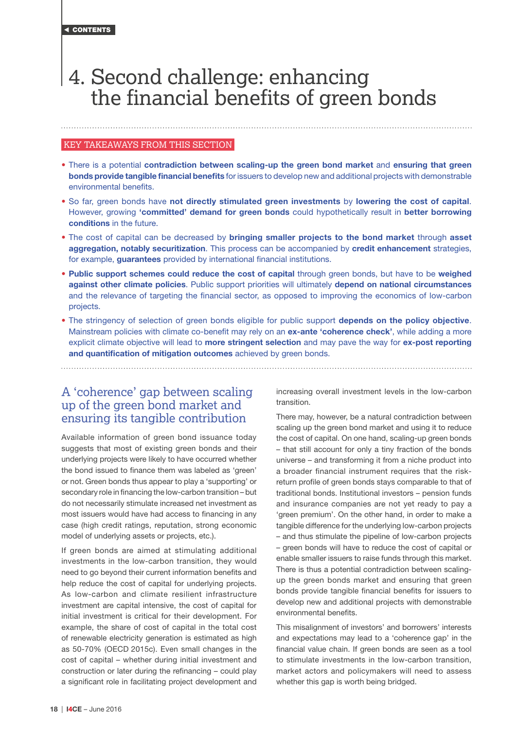# 4. Second challenge: enhancing the financial benefits of green bonds

KEY TAKEAWAYS FROM THIS SECTION

- There is a potential **contradiction between scaling-up the green bond market** and **ensuring that green bonds provide tangible financial benefits** for issuers to develop new and additional projects with demonstrable environmental benefits.
- So far, green bonds have **not directly stimulated green investments** by **lowering the cost of capital**. However, growing **'committed' demand for green bonds** could hypothetically result in **better borrowing conditions** in the future.
- The cost of capital can be decreased by **bringing smaller projects to the bond market** through **asset aggregation, notably securitization**. This process can be accompanied by **credit enhancement** strategies, for example, **guarantees** provided by international financial institutions.
- **Public support schemes could reduce the cost of capital** through green bonds, but have to be **weighed against other climate policies**. Public support priorities will ultimately **depend on national circumstances** and the relevance of targeting the financial sector, as opposed to improving the economics of low-carbon projects.
- The stringency of selection of green bonds eligible for public support **depends on the policy objective**. Mainstream policies with climate co-benefit may rely on an **ex-ante 'coherence check'**, while adding a more explicit climate objective will lead to **more stringent selection** and may pave the way for **ex-post reporting and quantification of mitigation outcomes** achieved by green bonds.

## A 'coherence' gap between scaling up of the green bond market and ensuring its tangible contribution

Available information of green bond issuance today suggests that most of existing green bonds and their underlying projects were likely to have occurred whether the bond issued to finance them was labeled as 'green' or not. Green bonds thus appear to play a 'supporting' or secondary role in financing the low-carbon transition – but do not necessarily stimulate increased net investment as most issuers would have had access to financing in any case (high credit ratings, reputation, strong economic model of underlying assets or projects, etc.).

If green bonds are aimed at stimulating additional investments in the low-carbon transition, they would need to go beyond their current information benefits and help reduce the cost of capital for underlying projects. As low-carbon and climate resilient infrastructure investment are capital intensive, the cost of capital for initial investment is critical for their development. For example, the share of cost of capital in the total cost of renewable electricity generation is estimated as high as 50-70% (OECD 2015c). Even small changes in the cost of capital – whether during initial investment and construction or later during the refinancing – could play a significant role in facilitating project development and increasing overall investment levels in the low-carbon transition.

There may, however, be a natural contradiction between scaling up the green bond market and using it to reduce the cost of capital. On one hand, scaling-up green bonds – that still account for only a tiny fraction of the bonds universe – and transforming it from a niche product into a broader financial instrument requires that the risk-return profile of green bonds stays comparable to that of traditional bonds. Institutional investors – pension funds and insurance companies are not yet ready to pay a 'green premium'. On the other hand, in order to make a tangible difference for the underlying low-carbon projects – and thus stimulate the pipeline of low-carbon projects – green bonds will have to reduce the cost of capital or enable smaller issuers to raise funds through this market. There is thus a potential contradiction between scaling-up the green bonds market and ensuring that green bonds provide tangible financial benefits for issuers to develop new and additional projects with demonstrable environmental benefits.

This misalignment of investors' and borrowers' interests and expectations may lead to a 'coherence gap' in the financial value chain. If green bonds are seen as a tool to stimulate investments in the low-carbon transition, market actors and policymakers will need to assess whether this gap is worth being bridged.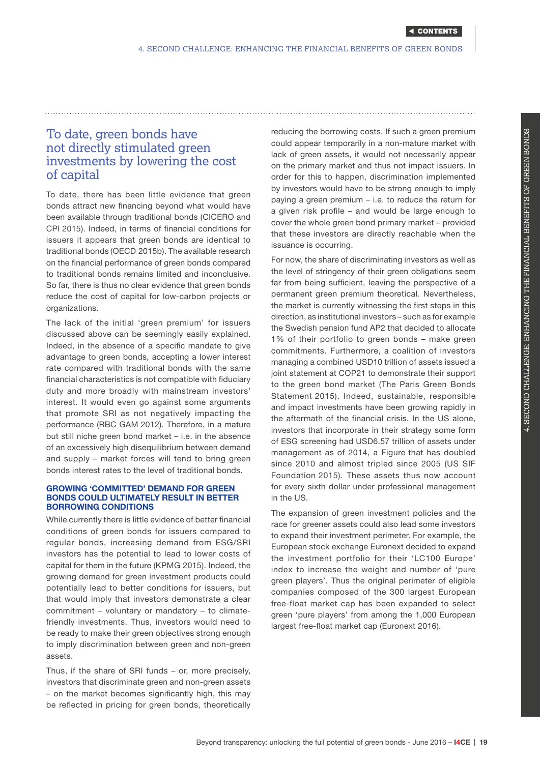## To date, green bonds have not directly stimulated green investments by lowering the cost of capital

To date, there has been little evidence that green bonds attract new financing beyond what would have been available through traditional bonds (CICERO and CPI 2015). Indeed, in terms of financial conditions for issuers it appears that green bonds are identical to traditional bonds (OECD 2015b). The available research on the financial performance of green bonds compared to traditional bonds remains limited and inconclusive. So far, there is thus no clear evidence that green bonds reduce the cost of capital for low-carbon projects or organizations.

The lack of the initial 'green premium' for issuers discussed above can be seemingly easily explained. Indeed, in the absence of a specific mandate to give advantage to green bonds, accepting a lower interest rate compared with traditional bonds with the same financial characteristics is not compatible with fiduciary duty and more broadly with mainstream investors' interest. It would even go against some arguments that promote SRI as not negatively impacting the performance (RBC GAM 2012). Therefore, in a mature but still niche green bond market – i.e. in the absence of an excessively high disequilibrium between demand and supply – market forces will tend to bring green bonds interest rates to the level of traditional bonds.

### GROWING 'COMMITTED' DEMAND FOR GREEN BONDS COULD ULTIMATELY RESULT IN BETTER BORROWING CONDITIONS

While currently there is little evidence of better financial conditions of green bonds for issuers compared to regular bonds, increasing demand from ESG/SRI investors has the potential to lead to lower costs of capital for them in the future (KPMG 2015). Indeed, the growing demand for green investment products could potentially lead to better conditions for issuers, but that would imply that investors demonstrate a clear commitment – voluntary or mandatory – to climate-friendly investments. Thus, investors would need to be ready to make their green objectives strong enough to imply discrimination between green and non-green assets.

Thus, if the share of SRI funds – or, more precisely, investors that discriminate green and non-green assets – on the market becomes significantly high, this may be reflected in pricing for green bonds, theoretically reducing the borrowing costs. If such a green premium could appear temporarily in a non-mature market with lack of green assets, it would not necessarily appear on the primary market and thus not impact issuers. In order for this to happen, discrimination implemented by investors would have to be strong enough to imply paying a green premium – i.e. to reduce the return for a given risk profile – and would be large enough to cover the whole green bond primary market – provided that these investors are directly reachable when the issuance is occurring.

For now, the share of discriminating investors as well as the level of stringency of their green obligations seem far from being sufficient, leaving the perspective of a permanent green premium theoretical. Nevertheless, the market is currently witnessing the first steps in this direction, as institutional investors – such as for example the Swedish pension fund AP2 that decided to allocate 1% of their portfolio to green bonds – make green commitments. Furthermore, a coalition of investors managing a combined USD10 trillion of assets issued a joint statement at COP21 to demonstrate their support to the green bond market (The Paris Green Bonds Statement 2015). Indeed, sustainable, responsible and impact investments have been growing rapidly in the aftermath of the financial crisis. In the US alone, investors that incorporate in their strategy some form of ESG screening had USD6.57 trillion of assets under management as of 2014, a Figure that has doubled since 2010 and almost tripled since 2005 (US SIF Foundation 2015). These assets thus now account for every sixth dollar under professional management in the US.

The expansion of green investment policies and the race for greener assets could also lead some investors to expand their investment perimeter. For example, the European stock exchange Euronext decided to expand the investment portfolio for their 'LC100 Europe' index to increase the weight and number of 'pure green players'. Thus the original perimeter of eligible companies composed of the 300 largest European free-float market cap has been expanded to select green 'pure players' from among the 1,000 European largest free-float market cap (Euronext 2016).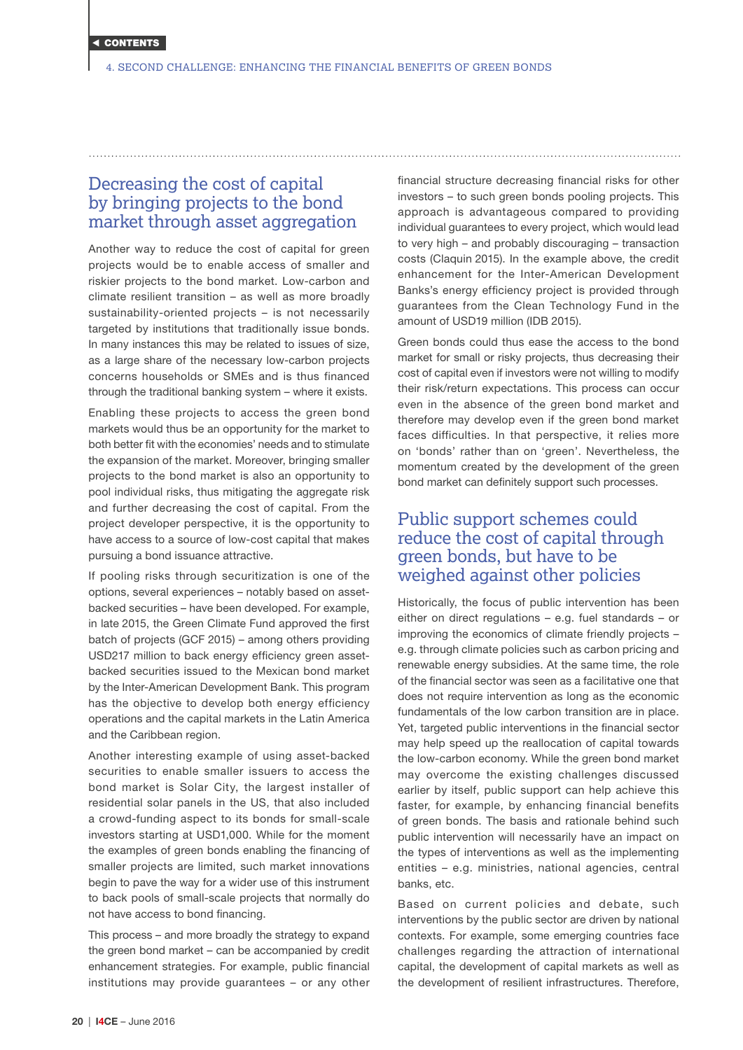## Decreasing the cost of capital by bringing projects to the bond market through asset aggregation

Another way to reduce the cost of capital for green projects would be to enable access of smaller and riskier projects to the bond market. Low-carbon and climate resilient transition – as well as more broadly sustainability-oriented projects – is not necessarily targeted by institutions that traditionally issue bonds. In many instances this may be related to issues of size, as a large share of the necessary low-carbon projects concerns households and SMEs and is thus financed through the traditional banking system – where it exists.

Enabling these projects to access the green bond markets would thus be an opportunity for the market to both better fit with the economies' needs and to stimulate the expansion of the market. Moreover, bringing smaller projects to the bond market is also an opportunity to pool individual risks, thus mitigating the aggregate risk and further decreasing the cost of capital. From the project developer perspective, it is the opportunity to have access to a source of low-cost capital that makes pursuing a bond issuance attractive.

If pooling risks through securitization is one of the options, several experiences – notably based on asset-backed securities – have been developed. For example, in late 2015, the Green Climate Fund approved the first batch of projects (GCF 2015) – among others providing USD217 million to back energy efficiency green asset-backed securities issued to the Mexican bond market by the Inter-American Development Bank. This program has the objective to develop both energy efficiency operations and the capital markets in the Latin America and the Caribbean region.

Another interesting example of using asset-backed securities to enable smaller issuers to access the bond market is Solar City, the largest installer of residential solar panels in the US, that also included a crowd-funding aspect to its bonds for small-scale investors starting at USD1,000. While for the moment the examples of green bonds enabling the financing of smaller projects are limited, such market innovations begin to pave the way for a wider use of this instrument to back pools of small-scale projects that normally do not have access to bond financing.

This process – and more broadly the strategy to expand the green bond market – can be accompanied by credit enhancement strategies. For example, public financial institutions may provide guarantees – or any other financial structure decreasing financial risks for other investors – to such green bonds pooling projects. This approach is advantageous compared to providing individual guarantees to every project, which would lead to very high – and probably discouraging – transaction costs (Claquin 2015). In the example above, the credit enhancement for the Inter-American Development Banks's energy efficiency project is provided through guarantees from the Clean Technology Fund in the amount of USD19 million (IDB 2015).

Green bonds could thus ease the access to the bond market for small or risky projects, thus decreasing their cost of capital even if investors were not willing to modify their risk/return expectations. This process can occur even in the absence of the green bond market and therefore may develop even if the green bond market faces difficulties. In that perspective, it relies more on 'bonds' rather than on 'green'. Nevertheless, the momentum created by the development of the green bond market can definitely support such processes.

## Public support schemes could reduce the cost of capital through green bonds, but have to be weighed against other policies

Historically, the focus of public intervention has been either on direct regulations – e.g. fuel standards – or improving the economics of climate friendly projects – e.g. through climate policies such as carbon pricing and renewable energy subsidies. At the same time, the role of the financial sector was seen as a facilitative one that does not require intervention as long as the economic fundamentals of the low carbon transition are in place. Yet, targeted public interventions in the financial sector may help speed up the reallocation of capital towards the low-carbon economy. While the green bond market may overcome the existing challenges discussed earlier by itself, public support can help achieve this faster, for example, by enhancing financial benefits of green bonds. The basis and rationale behind such public intervention will necessarily have an impact on the types of interventions as well as the implementing entities – e.g. ministries, national agencies, central banks, etc.

Based on current policies and debate, such interventions by the public sector are driven by national contexts. For example, some emerging countries face challenges regarding the attraction of international capital, the development of capital markets as well as the development of resilient infrastructures. Therefore,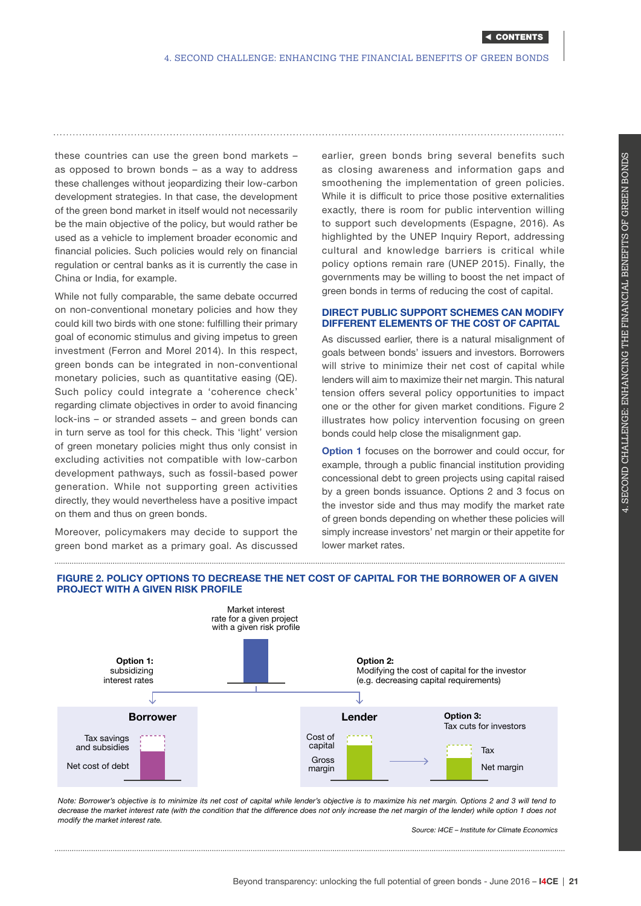these countries can use the green bond markets – as opposed to brown bonds – as a way to address these challenges without jeopardizing their low-carbon development strategies. In that case, the development of the green bond market in itself would not necessarily be the main objective of the policy, but would rather be used as a vehicle to implement broader economic and financial policies. Such policies would rely on financial regulation or central banks as it is currently the case in China or India, for example.

While not fully comparable, the same debate occurred on non-conventional monetary policies and how they could kill two birds with one stone: fulfilling their primary goal of economic stimulus and giving impetus to green investment (Ferron and Morel 2014). In this respect, green bonds can be integrated in non-conventional monetary policies, such as quantitative easing (QE). Such policy could integrate a 'coherence check' regarding climate objectives in order to avoid financing lock-ins – or stranded assets – and green bonds can in turn serve as tool for this check. This 'light' version of green monetary policies might thus only consist in excluding activities not compatible with low-carbon development pathways, such as fossil-based power generation. While not supporting green activities directly, they would nevertheless have a positive impact on them and thus on green bonds.

Moreover, policymakers may decide to support the green bond market as a primary goal. As discussed earlier, green bonds bring several benefits such as closing awareness and information gaps and smoothening the implementation of green policies. While it is difficult to price those positive externalities exactly, there is room for public intervention willing to support such developments (Espagne, 2016). As highlighted by the UNEP Inquiry Report, addressing cultural and knowledge barriers is critical while policy options remain rare (UNEP 2015). Finally, the governments may be willing to boost the net impact of green bonds in terms of reducing the cost of capital.

## DIRECT PUBLIC SUPPORT SCHEMES CAN MODIFY DIFFERENT ELEMENTS OF THE COST OF CAPITAL

As discussed earlier, there is a natural misalignment of goals between bonds' issuers and investors. Borrowers will strive to minimize their net cost of capital while lenders will aim to maximize their net margin. This natural tension offers several policy opportunities to impact one or the other for given market conditions. Figure 2 illustrates how policy intervention focusing on green bonds could help close the misalignment gap.

**Option 1** focuses on the borrower and could occur, for example, through a public financial institution providing concessional debt to green projects using capital raised by a green bonds issuance. Options 2 and 3 focus on the investor side and thus may modify the market rate of green bonds depending on whether these policies will simply increase investors' net margin or their appetite for lower market rates.

**FIGURE 2. POLICY OPTIONS TO DECREASE THE NET COST OF CAPITAL FOR THE BORROWER OF A GIVEN PROJECT WITH A GIVEN RISK PROFILE**

Market interest rate for a given project with a given risk profile

**Option 1:** subsidizing interest rates

**Option 2:** Modifying the cost of capital for the investor (e.g. decreasing capital requirements)

**Borrower**: Tax savings and subsidies; Net cost of debt

**Lender**: Cost of capital; Gross margin

**Option 3:** Tax cuts for investors — Tax; Net margin

*Note: Borrower's objective is to minimize its net cost of capital while lender's objective is to maximize his net margin. Options 2 and 3 will tend to decrease the market interest rate (with the condition that the difference does not only increase the net margin of the lender) while option 1 does not modify the market interest rate.*

*Source: I4CE – Institute for Climate Economics*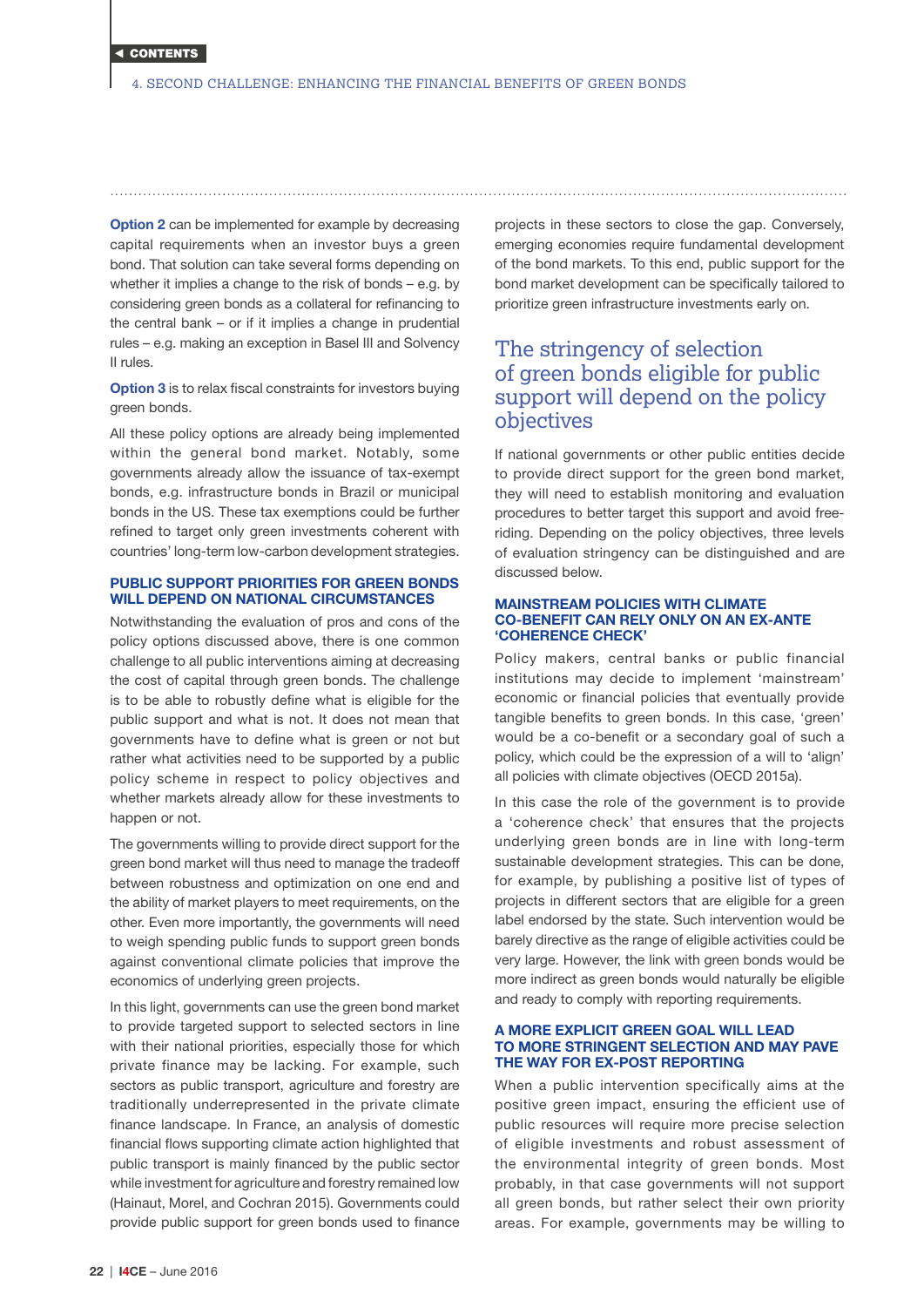**Option 2** can be implemented for example by decreasing capital requirements when an investor buys a green bond. That solution can take several forms depending on whether it implies a change to the risk of bonds – e.g. by considering green bonds as a collateral for refinancing to the central bank – or if it implies a change in prudential rules – e.g. making an exception in Basel III and Solvency II rules.

**Option 3** is to relax fiscal constraints for investors buying green bonds.

All these policy options are already being implemented within the general bond market. Notably, some governments already allow the issuance of tax-exempt bonds, e.g. infrastructure bonds in Brazil or municipal bonds in the US. These tax exemptions could be further refined to target only green investments coherent with countries' long-term low-carbon development strategies.

### PUBLIC SUPPORT PRIORITIES FOR GREEN BONDS WILL DEPEND ON NATIONAL CIRCUMSTANCES

Notwithstanding the evaluation of pros and cons of the policy options discussed above, there is one common challenge to all public interventions aiming at decreasing the cost of capital through green bonds. The challenge is to be able to robustly define what is eligible for the public support and what is not. It does not mean that governments have to define what is green or not but rather what activities need to be supported by a public policy scheme in respect to policy objectives and whether markets already allow for these investments to happen or not.

The governments willing to provide direct support for the green bond market will thus need to manage the tradeoff between robustness and optimization on one end and the ability of market players to meet requirements, on the other. Even more importantly, the governments will need to weigh spending public funds to support green bonds against conventional climate policies that improve the economics of underlying green projects.

In this light, governments can use the green bond market to provide targeted support to selected sectors in line with their national priorities, especially those for which private finance may be lacking. For example, such sectors as public transport, agriculture and forestry are traditionally underrepresented in the private climate finance landscape. In France, an analysis of domestic financial flows supporting climate action highlighted that public transport is mainly financed by the public sector while investment for agriculture and forestry remained low (Hainaut, Morel, and Cochran 2015). Governments could provide public support for green bonds used to finance projects in these sectors to close the gap. Conversely, emerging economies require fundamental development of the bond markets. To this end, public support for the bond market development can be specifically tailored to prioritize green infrastructure investments early on.

## The stringency of selection of green bonds eligible for public support will depend on the policy objectives

If national governments or other public entities decide to provide direct support for the green bond market, they will need to establish monitoring and evaluation procedures to better target this support and avoid free-riding. Depending on the policy objectives, three levels of evaluation stringency can be distinguished and are discussed below.

### MAINSTREAM POLICIES WITH CLIMATE CO-BENEFIT CAN RELY ONLY ON AN EX-ANTE 'COHERENCE CHECK'

Policy makers, central banks or public financial institutions may decide to implement 'mainstream' economic or financial policies that eventually provide tangible benefits to green bonds. In this case, 'green' would be a co-benefit or a secondary goal of such a policy, which could be the expression of a will to 'align' all policies with climate objectives (OECD 2015a).

In this case the role of the government is to provide a 'coherence check' that ensures that the projects underlying green bonds are in line with long-term sustainable development strategies. This can be done, for example, by publishing a positive list of types of projects in different sectors that are eligible for a green label endorsed by the state. Such intervention would be barely directive as the range of eligible activities could be very large. However, the link with green bonds would be more indirect as green bonds would naturally be eligible and ready to comply with reporting requirements.

### A MORE EXPLICIT GREEN GOAL WILL LEAD TO MORE STRINGENT SELECTION AND MAY PAVE THE WAY FOR EX-POST REPORTING

When a public intervention specifically aims at the positive green impact, ensuring the efficient use of public resources will require more precise selection of eligible investments and robust assessment of the environmental integrity of green bonds. Most probably, in that case governments will not support all green bonds, but rather select their own priority areas. For example, governments may be willing to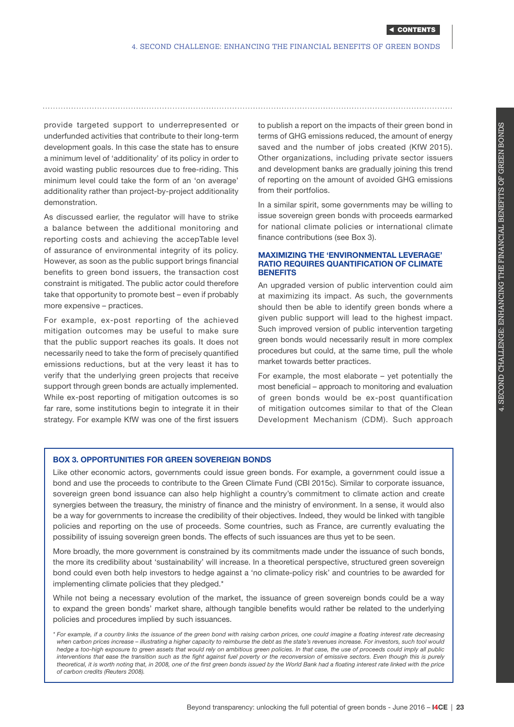provide targeted support to underrepresented or underfunded activities that contribute to their long-term development goals. In this case the state has to ensure a minimum level of 'additionality' of its policy in order to avoid wasting public resources due to free-riding. This minimum level could take the form of an 'on average' additionality rather than project-by-project additionality demonstration.

As discussed earlier, the regulator will have to strike a balance between the additional monitoring and reporting costs and achieving the accepTable level of assurance of environmental integrity of its policy. However, as soon as the public support brings financial benefits to green bond issuers, the transaction cost constraint is mitigated. The public actor could therefore take that opportunity to promote best – even if probably more expensive – practices.

For example, ex-post reporting of the achieved mitigation outcomes may be useful to make sure that the public support reaches its goals. It does not necessarily need to take the form of precisely quantified emissions reductions, but at the very least it has to verify that the underlying green projects that receive support through green bonds are actually implemented. While ex-post reporting of mitigation outcomes is so far rare, some institutions begin to integrate it in their strategy. For example KfW was one of the first issuers to publish a report on the impacts of their green bond in terms of GHG emissions reduced, the amount of energy saved and the number of jobs created (KfW 2015). Other organizations, including private sector issuers and development banks are gradually joining this trend of reporting on the amount of avoided GHG emissions from their portfolios.

In a similar spirit, some governments may be willing to issue sovereign green bonds with proceeds earmarked for national climate policies or international climate finance contributions (see Box 3).

### MAXIMIZING THE 'ENVIRONMENTAL LEVERAGE' RATIO REQUIRES QUANTIFICATION OF CLIMATE BENEFITS

An upgraded version of public intervention could aim at maximizing its impact. As such, the governments should then be able to identify green bonds where a given public support will lead to the highest impact. Such improved version of public intervention targeting green bonds would necessarily result in more complex procedures but could, at the same time, pull the whole market towards better practices.

For example, the most elaborate – yet potentially the most beneficial – approach to monitoring and evaluation of green bonds would be ex-post quantification of mitigation outcomes similar to that of the Clean Development Mechanism (CDM). Such approach

---

**BOX 3. OPPORTUNITIES FOR GREEN SOVEREIGN BONDS**

Like other economic actors, governments could issue green bonds. For example, a government could issue a bond and use the proceeds to contribute to the Green Climate Fund (CBI 2015c). Similar to corporate issuance, sovereign green bond issuance can also help highlight a country's commitment to climate action and create synergies between the treasury, the ministry of finance and the ministry of environment. In a sense, it would also be a way for governments to increase the credibility of their objectives. Indeed, they would be linked with tangible policies and reporting on the use of proceeds. Some countries, such as France, are currently evaluating the possibility of issuing sovereign green bonds. The effects of such issuances are thus yet to be seen.

More broadly, the more government is constrained by its commitments made under the issuance of such bonds, the more its credibility about 'sustainability' will increase. In a theoretical perspective, structured green sovereign bond could even both help investors to hedge against a 'no climate-policy risk' and countries to be awarded for implementing climate policies that they pledged.*

While not being a necessary evolution of the market, the issuance of green sovereign bonds could be a way to expand the green bonds' market share, although tangible benefits would rather be related to the underlying policies and procedures implied by such issuances.

*\* For example, if a country links the issuance of the green bond with raising carbon prices, one could imagine a floating interest rate decreasing when carbon prices increase – illustrating a higher capacity to reimburse the debt as the state's revenues increase. For investors, such tool would hedge a too-high exposure to green assets that would rely on ambitious green policies. In that case, the use of proceeds could imply all public interventions that ease the transition such as the fight against fuel poverty or the reconversion of emissive sectors. Even though this is purely theoretical, it is worth noting that, in 2008, one of the first green bonds issued by the World Bank had a floating interest rate linked with the price of carbon credits (Reuters 2008).*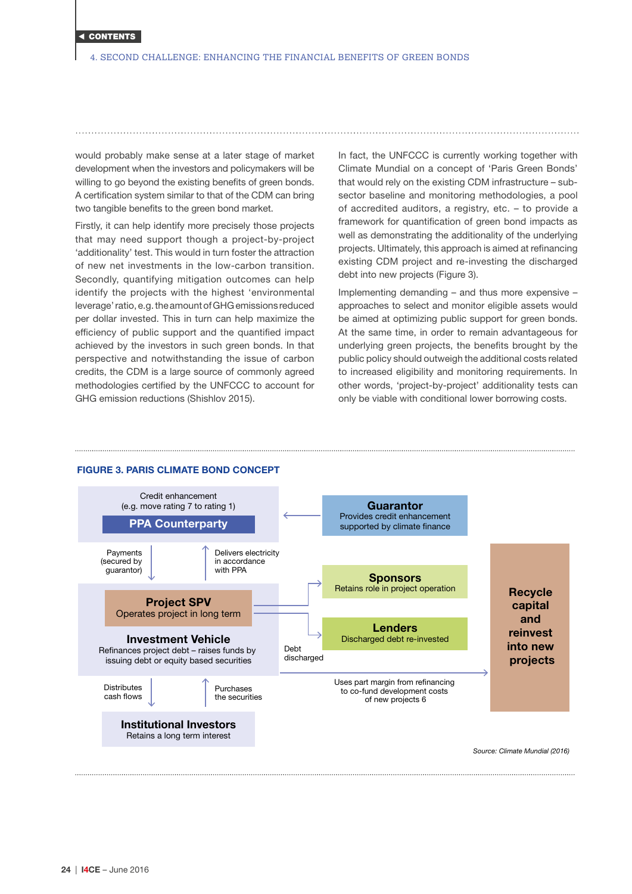would probably make sense at a later stage of market development when the investors and policymakers will be willing to go beyond the existing benefits of green bonds. A certification system similar to that of the CDM can bring two tangible benefits to the green bond market.

Firstly, it can help identify more precisely those projects that may need support though a project-by-project 'additionality' test. This would in turn foster the attraction of new net investments in the low-carbon transition. Secondly, quantifying mitigation outcomes can help identify the projects with the highest 'environmental leverage' ratio, e.g. the amount of GHG emissions reduced per dollar invested. This in turn can help maximize the efficiency of public support and the quantified impact achieved by the investors in such green bonds. In that perspective and notwithstanding the issue of carbon credits, the CDM is a large source of commonly agreed methodologies certified by the UNFCCC to account for GHG emission reductions (Shishlov 2015).

In fact, the UNFCCC is currently working together with Climate Mundial on a concept of 'Paris Green Bonds' that would rely on the existing CDM infrastructure – sub-sector baseline and monitoring methodologies, a pool of accredited auditors, a registry, etc. – to provide a framework for quantification of green bond impacts as well as demonstrating the additionality of the underlying projects. Ultimately, this approach is aimed at refinancing existing CDM project and re-investing the discharged debt into new projects (Figure 3).

Implementing demanding – and thus more expensive – approaches to select and monitor eligible assets would be aimed at optimizing public support for green bonds. At the same time, in order to remain advantageous for underlying green projects, the benefits brought by the public policy should outweigh the additional costs related to increased eligibility and monitoring requirements. In other words, 'project-by-project' additionality tests can only be viable with conditional lower borrowing costs.

**FIGURE 3. PARIS CLIMATE BOND CONCEPT**

Credit enhancement (e.g. move rating 7 to rating 1)

**PPA Counterparty**

**Guarantor** — Provides credit enhancement supported by climate finance

Payments (secured by guarantor) | Delivers electricity in accordance with PPA

**Sponsors** — Retains role in project operation

**Project SPV** — Operates project in long term

**Lenders** — Discharged debt re-invested

**Investment Vehicle** — Refinances project debt – raises funds by issuing debt or equity based securities

Debt discharged

**Recycle capital and reinvest into new projects**

Uses part margin from refinancing to co-fund development costs of new projects 6

Distributes cash flows | Purchases the securities

**Institutional Investors** — Retains a long term interest

*Source: Climate Mundial (2016)*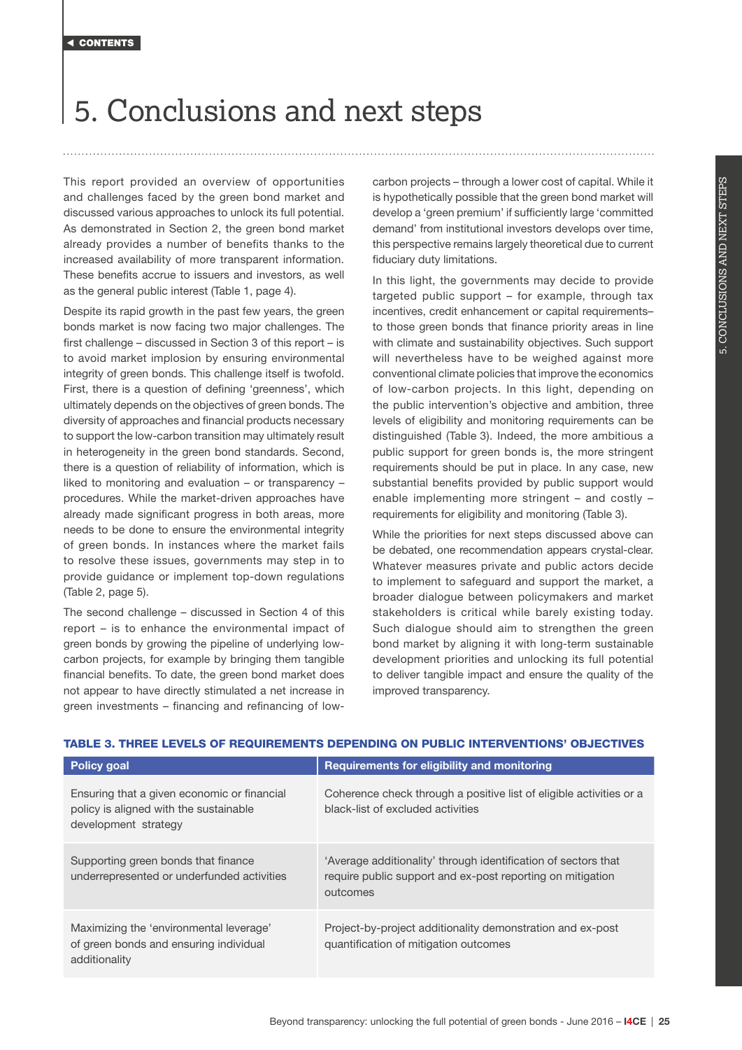# 5. Conclusions and next steps

This report provided an overview of opportunities and challenges faced by the green bond market and discussed various approaches to unlock its full potential. As demonstrated in Section 2, the green bond market already provides a number of benefits thanks to the increased availability of more transparent information. These benefits accrue to issuers and investors, as well as the general public interest (Table 1, page 4).

Despite its rapid growth in the past few years, the green bonds market is now facing two major challenges. The first challenge – discussed in Section 3 of this report – is to avoid market implosion by ensuring environmental integrity of green bonds. This challenge itself is twofold. First, there is a question of defining 'greenness', which ultimately depends on the objectives of green bonds. The diversity of approaches and financial products necessary to support the low-carbon transition may ultimately result in heterogeneity in the green bond standards. Second, there is a question of reliability of information, which is liked to monitoring and evaluation – or transparency – procedures. While the market-driven approaches have already made significant progress in both areas, more needs to be done to ensure the environmental integrity of green bonds. In instances where the market fails to resolve these issues, governments may step in to provide guidance or implement top-down regulations (Table 2, page 5).

The second challenge – discussed in Section 4 of this report – is to enhance the environmental impact of green bonds by growing the pipeline of underlying low-carbon projects, for example by bringing them tangible financial benefits. To date, the green bond market does not appear to have directly stimulated a net increase in green investments – financing and refinancing of low-carbon projects – through a lower cost of capital. While it is hypothetically possible that the green bond market will develop a 'green premium' if sufficiently large 'committed demand' from institutional investors develops over time, this perspective remains largely theoretical due to current fiduciary duty limitations.

In this light, the governments may decide to provide targeted public support – for example, through tax incentives, credit enhancement or capital requirements– to those green bonds that finance priority areas in line with climate and sustainability objectives. Such support will nevertheless have to be weighed against more conventional climate policies that improve the economics of low-carbon projects. In this light, depending on the public intervention's objective and ambition, three levels of eligibility and monitoring requirements can be distinguished (Table 3). Indeed, the more ambitious a public support for green bonds is, the more stringent requirements should be put in place. In any case, new substantial benefits provided by public support would enable implementing more stringent – and costly – requirements for eligibility and monitoring (Table 3).

While the priorities for next steps discussed above can be debated, one recommendation appears crystal-clear. Whatever measures private and public actors decide to implement to safeguard and support the market, a broader dialogue between policymakers and market stakeholders is critical while barely existing today. Such dialogue should aim to strengthen the green bond market by aligning it with long-term sustainable development priorities and unlocking its full potential to deliver tangible impact and ensure the quality of the improved transparency.

**TABLE 3. THREE LEVELS OF REQUIREMENTS DEPENDING ON PUBLIC INTERVENTIONS' OBJECTIVES**

| Policy goal | Requirements for eligibility and monitoring |
|---|---|
| Ensuring that a given economic or financial policy is aligned with the sustainable development strategy | Coherence check through a positive list of eligible activities or a black-list of excluded activities |
| Supporting green bonds that finance underrepresented or underfunded activities | 'Average additionality' through identification of sectors that require public support and ex-post reporting on mitigation outcomes |
| Maximizing the 'environmental leverage' of green bonds and ensuring individual additionality | Project-by-project additionality demonstration and ex-post quantification of mitigation outcomes |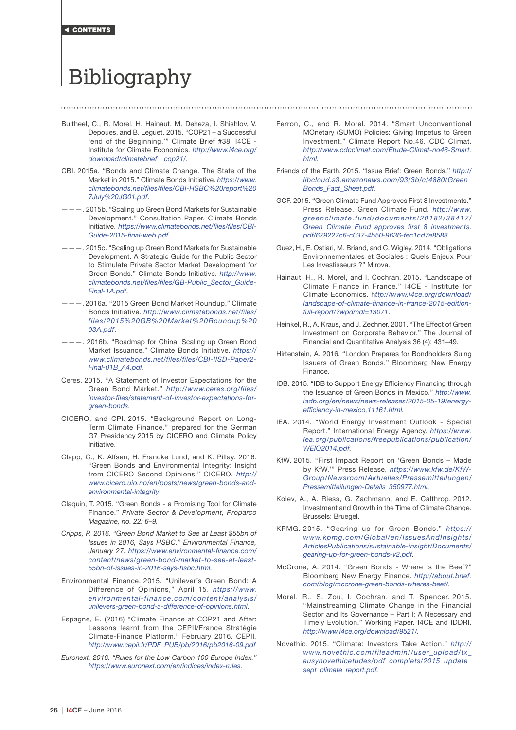# Bibliography

Bultheel, C., R. Morel, H. Hainaut, M. Deheza, I. Shishlov, V. Depoues, and B. Leguet. 2015. "COP21 – a Successful 'end of the Beginning.'" Climate Brief #38. I4CE - Institute for Climate Economics. *http://www.i4ce.org/download/climatebrief__cop21/*.

CBI. 2015a. "Bonds and Climate Change. The State of the Market in 2015." Climate Bonds Initiative. *https://www.climatebonds.net/files/files/CBI-HSBC%20report%207July%20JG01.pdf*.

———. 2015b. "Scaling up Green Bond Markets for Sustainable Development." Consultation Paper. Climate Bonds Initiative. *https://www.climatebonds.net/files/files/CBI-Guide-2015-final-web.pdf*.

———. 2015c. "Scaling up Green Bond Markets for Sustainable Development. A Strategic Guide for the Public Sector to Stimulate Private Sector Market Development for Green Bonds." Climate Bonds Initiative. *http://www.climatebonds.net/files/files/GB-Public_Sector_Guide-Final-1A.pdf*.

———. 2016a. "2015 Green Bond Market Roundup." Climate Bonds Initiative. *http://www.climatebonds.net/files/files/2015%20GB%20Market%20Roundup%2003A.pdf*.

———. 2016b. "Roadmap for China: Scaling up Green Bond Market Issuance." Climate Bonds Initiative. *https://www.climatebonds.net/files/files/CBI-IISD-Paper2-Final-01B_A4.pdf*.

Ceres. 2015. "A Statement of Investor Expectations for the Green Bond Market." *http://www.ceres.org/files/investor-files/statement-of-investor-expectations-for-green-bonds*.

CICERO, and CPI. 2015. "Background Report on Long-Term Climate Finance." prepared for the German G7 Presidency 2015 by CICERO and Climate Policy Initiative.

Clapp, C., K. Alfsen, H. Francke Lund, and K. Pillay. 2016. "Green Bonds and Environmental Integrity: Insight from CICERO Second Opinions." CICERO. *http://www.cicero.uio.no/en/posts/news/green-bonds-and-environmental-integrity*.

Claquin, T. 2015. "Green Bonds - a Promising Tool for Climate Finance." *Private Sector & Development, Proparco Magazine, no. 22: 6–9.*

*Cripps, P. 2016. "Green Bond Market to See at Least $55bn of Issues in 2016, Says HSBC." Environmental Finance, January 27. https://www.environmental-finance.com/content/news/green-bond-market-to-see-at-least-55bn-of-issues-in-2016-says-hsbc.html.*

Environmental Finance. 2015. "Unilever's Green Bond: A Difference of Opinions," April 15. *https://www.environmental-finance.com/content/analysis/unilevers-green-bond-a-difference-of-opinions.html*.

Espagne, E. (2016) "Climate Finance at COP21 and After: Lessons learnt from the CEPII/France Stratégie Climate-Finance Platform." February 2016. CEPII. *http://www.cepii.fr/PDF_PUB/pb/2016/pb2016-09.pdf*

*Euronext. 2016. "Rules for the Low Carbon 100 Europe Index." https://www.euronext.com/en/indices/index-rules.*

Ferron, C., and R. Morel. 2014. "Smart Unconventional MOnetary (SUMO) Policies: Giving Impetus to Green Investment." Climate Report No.46. CDC Climat. *http://www.cdcclimat.com/Etude-Climat-no46-Smart.html*.

Friends of the Earth. 2015. "Issue Brief: Green Bonds." *http://libcloud.s3.amazonaws.com/93/3b/c/4880/Green_Bonds_Fact_Sheet.pdf*.

GCF. 2015. "Green Climate Fund Approves First 8 Investments." Press Release. Green Climate Fund. *http://www.greenclimate.fund/documents/20182/38417/Green_Climate_Fund_approves_first_8_investments.pdf/679227c6-c037-4b50-9636-fec1cd7e8588*.

Guez, H., E. Ostiari, M. Briand, and C. Wigley. 2014. "Obligations Environnementales et Sociales : Quels Enjeux Pour Les Investisseurs ?" Mirova.

Hainaut, H., R. Morel, and I. Cochran. 2015. "Landscape of Climate Finance in France." I4CE - Institute for Climate Economics. *http://www.i4ce.org/download/landscape-of-climate-finance-in-france-2015-edition-full-report/?wpdmdl=13071*.

Heinkel, R., A. Kraus, and J. Zechner. 2001. "The Effect of Green Investment on Corporate Behavior." The Journal of Financial and Quantitative Analysis 36 (4): 431–49.

Hirtenstein, A. 2016. "London Prepares for Bondholders Suing Issuers of Green Bonds." Bloomberg New Energy Finance.

IDB. 2015. "IDB to Support Energy Efficiency Financing through the Issuance of Green Bonds in Mexico." *http://www.iadb.org/en/news/news-releases/2015-05-19/energy-efficiency-in-mexico,11161.html*.

IEA. 2014. "World Energy Investment Outlook - Special Report." International Energy Agency. *https://www.iea.org/publications/freepublications/publication/WEIO2014.pdf*.

KfW. 2015. "First Impact Report on 'Green Bonds – Made by KfW.'" Press Release. *https://www.kfw.de/KfW-Group/Newsroom/Aktuelles/Pressemitteilungen/Pressemitteilungen-Details_350977.html*.

Kolev, A., A. Riess, G. Zachmann, and E. Calthrop. 2012. Investment and Growth in the Time of Climate Change. Brussels: Bruegel.

KPMG. 2015. "Gearing up for Green Bonds." *https://www.kpmg.com/Global/en/IssuesAndInsights/ArticlesPublications/sustainable-insight/Documents/gearing-up-for-green-bonds-v2.pdf*.

McCrone, A. 2014. "Green Bonds - Where Is the Beef?" Bloomberg New Energy Finance. *http://about.bnef.com/blog/mccrone-green-bonds-wheres-beef/*.

Morel, R., S. Zou, I. Cochran, and T. Spencer. 2015. "Mainstreaming Climate Change in the Financial Sector and Its Governance – Part I: A Necessary and Timely Evolution." Working Paper. I4CE and IDDRI. *http://www.i4ce.org/download/9521/*.

Novethic. 2015. "Climate: Investors Take Action." *http://www.novethic.com/fileadmin//user_upload/tx_ausynovethicetudes/pdf_complets/2015_update_sept_climate_report.pdf*.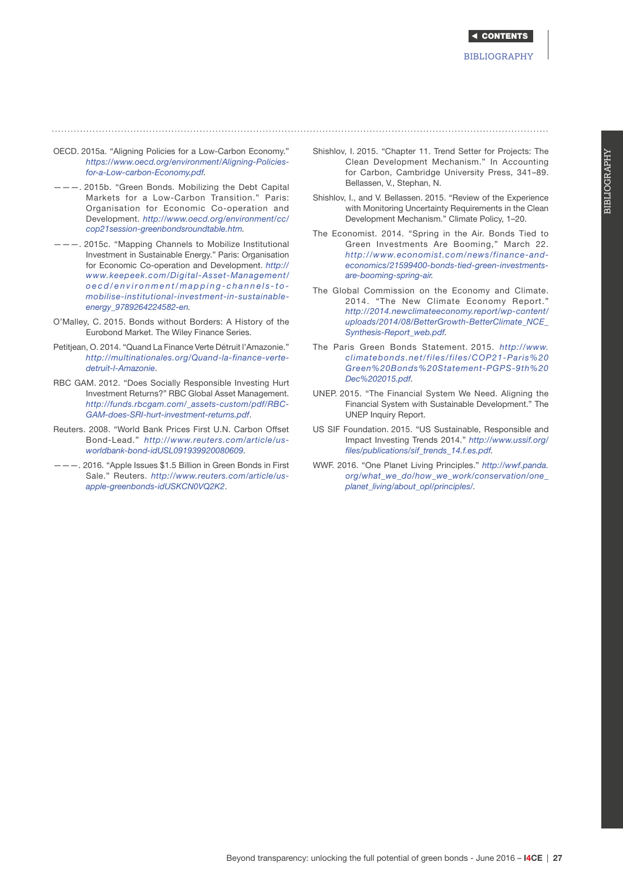OECD. 2015a. "Aligning Policies for a Low-Carbon Economy." *https://www.oecd.org/environment/Aligning-Policies-for-a-Low-carbon-Economy.pdf.*

———. 2015b. "Green Bonds. Mobilizing the Debt Capital Markets for a Low-Carbon Transition." Paris: Organisation for Economic Co-operation and Development. *http://www.oecd.org/environment/cc/cop21session-greenbondsroundtable.htm.*

———. 2015c. "Mapping Channels to Mobilize Institutional Investment in Sustainable Energy." Paris: Organisation for Economic Co-operation and Development. *http://www.keepeek.com/Digital-Asset-Management/oecd/environment/mapping-channels-to-mobilise-institutional-investment-in-sustainable-energy_9789264224582-en.*

O'Malley, C. 2015. Bonds without Borders: A History of the Eurobond Market. The Wiley Finance Series.

Petitjean, O. 2014. "Quand La Finance Verte Détruit l'Amazonie." *http://multinationales.org/Quand-la-finance-verte-detruit-l-Amazonie.*

RBC GAM. 2012. "Does Socially Responsible Investing Hurt Investment Returns?" RBC Global Asset Management. *http://funds.rbcgam.com/_assets-custom/pdf/RBC-GAM-does-SRI-hurt-investment-returns.pdf.*

Reuters. 2008. "World Bank Prices First U.N. Carbon Offset Bond-Lead." *http://www.reuters.com/article/us-worldbank-bond-idUSL091939920080609.*

———. 2016. "Apple Issues $1.5 Billion in Green Bonds in First Sale." Reuters. *http://www.reuters.com/article/us-apple-greenbonds-idUSKCN0VQ2K2.*

Shishlov, I. 2015. "Chapter 11. Trend Setter for Projects: The Clean Development Mechanism." In Accounting for Carbon, Cambridge University Press, 341–89. Bellassen, V., Stephan, N.

Shishlov, I., and V. Bellassen. 2015. "Review of the Experience with Monitoring Uncertainty Requirements in the Clean Development Mechanism." Climate Policy, 1–20.

The Economist. 2014. "Spring in the Air. Bonds Tied to Green Investments Are Booming," March 22. *http://www.economist.com/news/finance-and-economics/21599400-bonds-tied-green-investments-are-booming-spring-air.*

The Global Commission on the Economy and Climate. 2014. "The New Climate Economy Report." *http://2014.newclimateeconomy.report/wp-content/uploads/2014/08/BetterGrowth-BetterClimate_NCE_Synthesis-Report_web.pdf.*

The Paris Green Bonds Statement. 2015. *http://www.climatebonds.net/files/files/COP21-Paris%20Green%20Bonds%20Statement-PGPS-9th%20Dec%202015.pdf.*

UNEP. 2015. "The Financial System We Need. Aligning the Financial System with Sustainable Development." The UNEP Inquiry Report.

US SIF Foundation. 2015. "US Sustainable, Responsible and Impact Investing Trends 2014." *http://www.ussif.org/files/publications/sif_trends_14.f.es.pdf.*

WWF. 2016. "One Planet Living Principles." *http://wwf.panda.org/what_we_do/how_we_work/conservation/one_planet_living/about_opl/principles/.*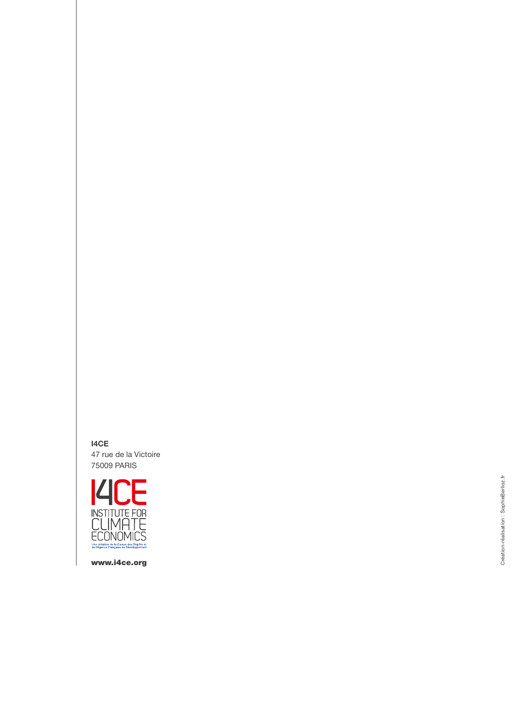**I4CE**
47 rue de la Victoire
75009 PARIS

I4CE
INSTITUTE FOR
CLIMATE
ECONOMICS
Une initiative de la Caisse des Dépôts et de l'Agence Française de Développement

**www.i4ce.org**

Création-réalisation : SophieBerlioz.fr